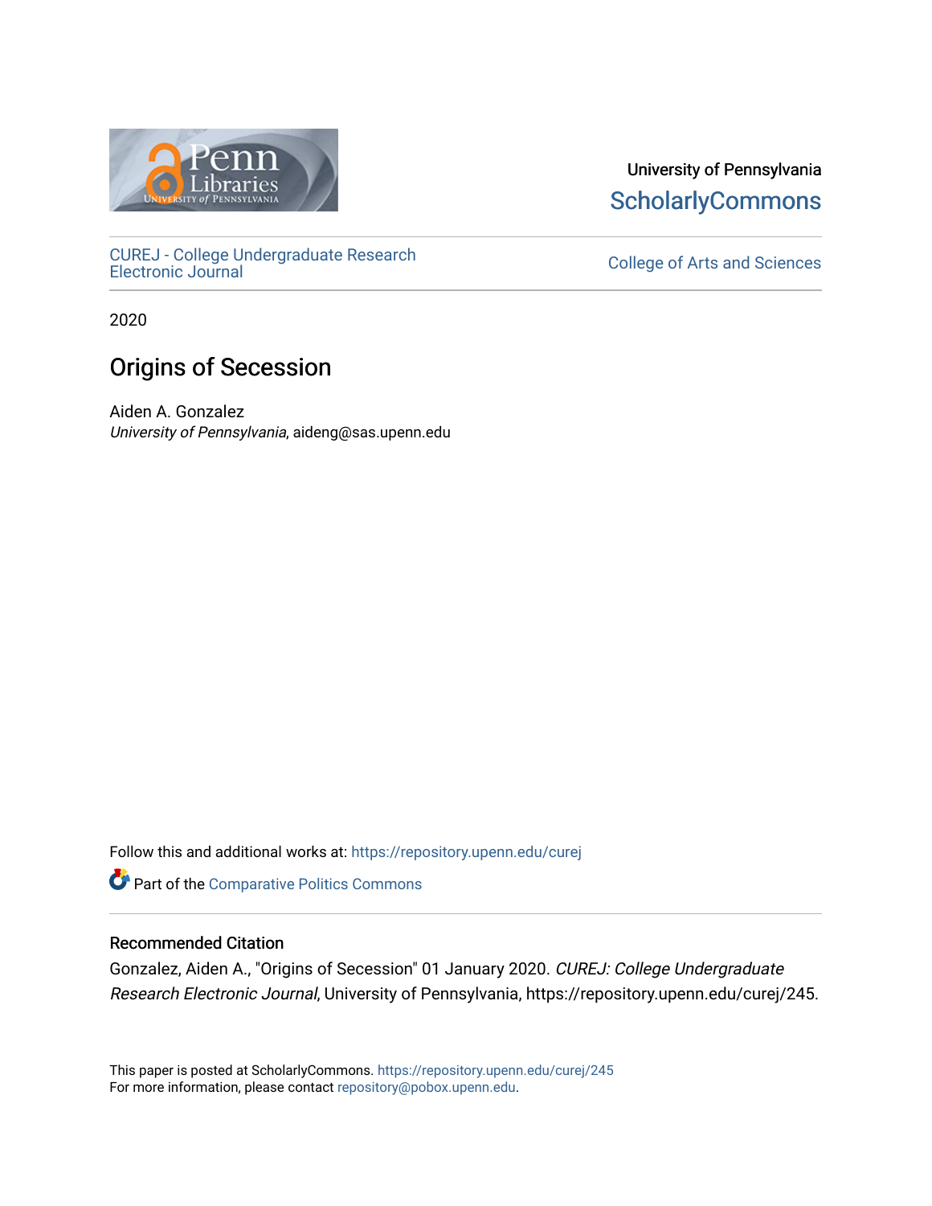University of Pennsylvania
ScholarlyCommons

CUREJ - College Undergraduate Research Electronic Journal

College of Arts and Sciences

2020

# Origins of Secession

Aiden A. Gonzalez
*University of Pennsylvania*, aideng@sas.upenn.edu

Follow this and additional works at: https://repository.upenn.edu/curej

Part of the Comparative Politics Commons

## Recommended Citation

Gonzalez, Aiden A., "Origins of Secession" 01 January 2020. *CUREJ: College Undergraduate Research Electronic Journal*, University of Pennsylvania, https://repository.upenn.edu/curej/245.

This paper is posted at ScholarlyCommons. https://repository.upenn.edu/curej/245
For more information, please contact repository@pobox.upenn.edu.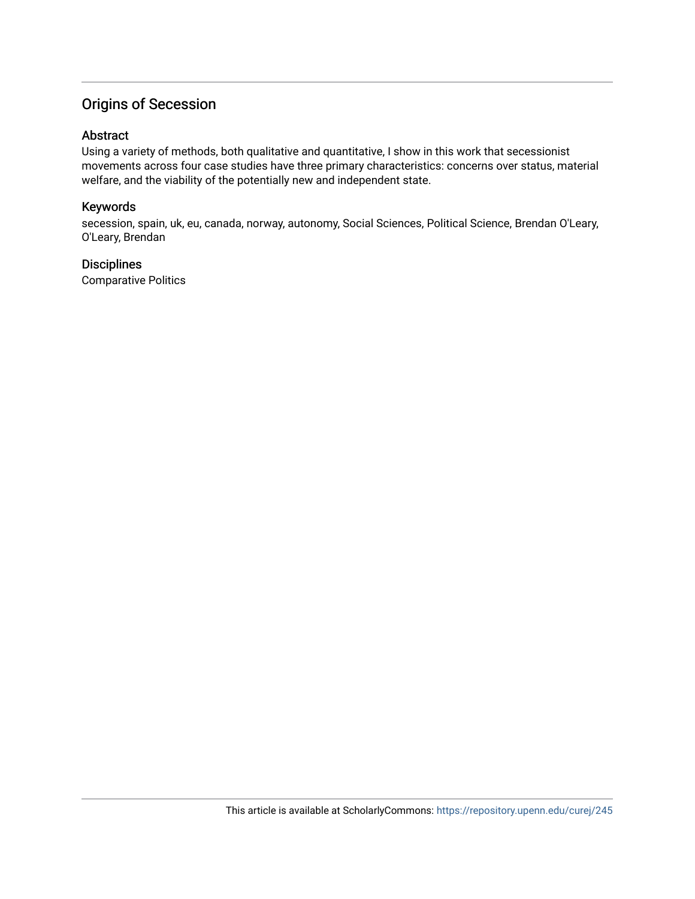# Origins of Secession

## Abstract

Using a variety of methods, both qualitative and quantitative, I show in this work that secessionist movements across four case studies have three primary characteristics: concerns over status, material welfare, and the viability of the potentially new and independent state.

## Keywords

secession, spain, uk, eu, canada, norway, autonomy, Social Sciences, Political Science, Brendan O'Leary, O'Leary, Brendan

## Disciplines

Comparative Politics

This article is available at ScholarlyCommons: https://repository.upenn.edu/curej/245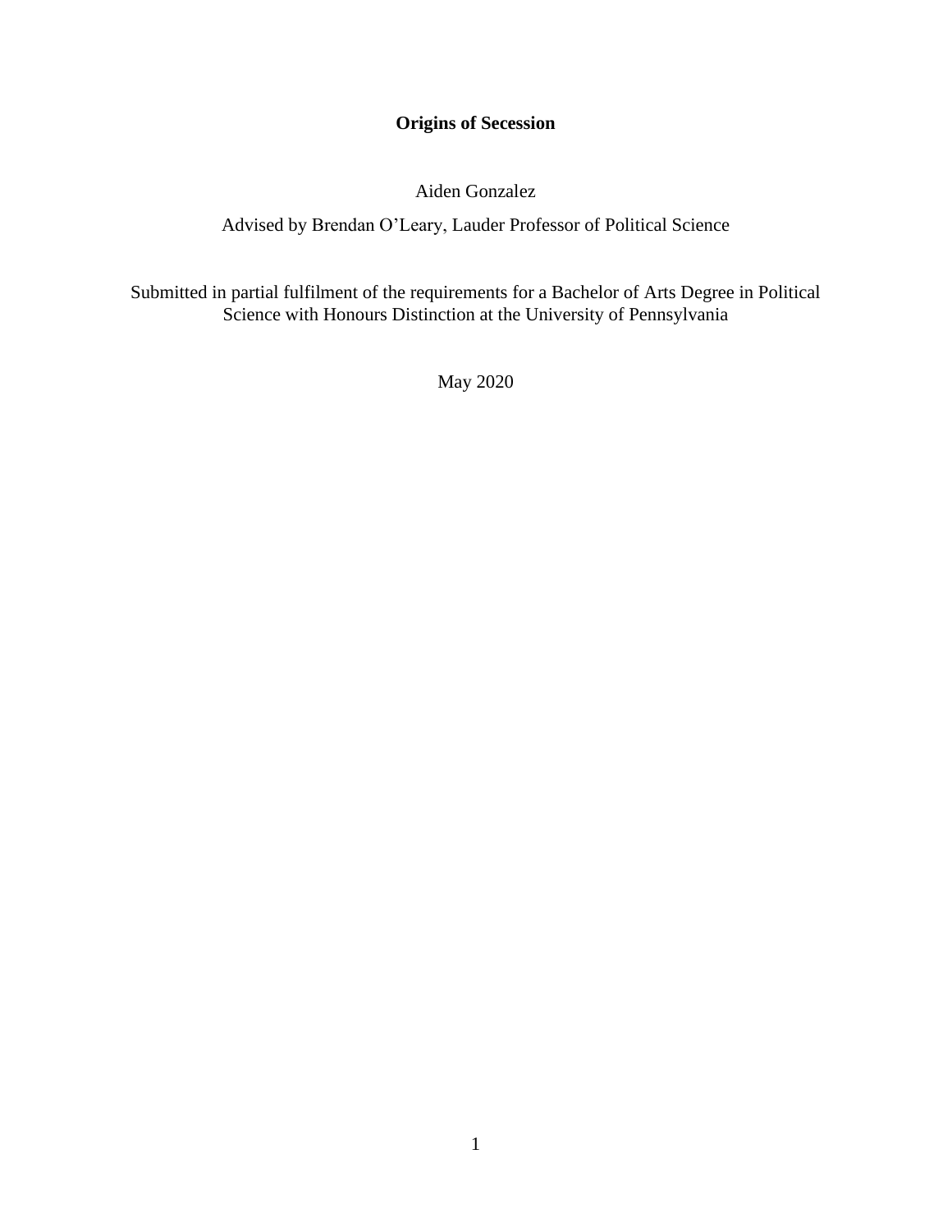# Origins of Secession

Aiden Gonzalez

Advised by Brendan O'Leary, Lauder Professor of Political Science

Submitted in partial fulfilment of the requirements for a Bachelor of Arts Degree in Political Science with Honours Distinction at the University of Pennsylvania

May 2020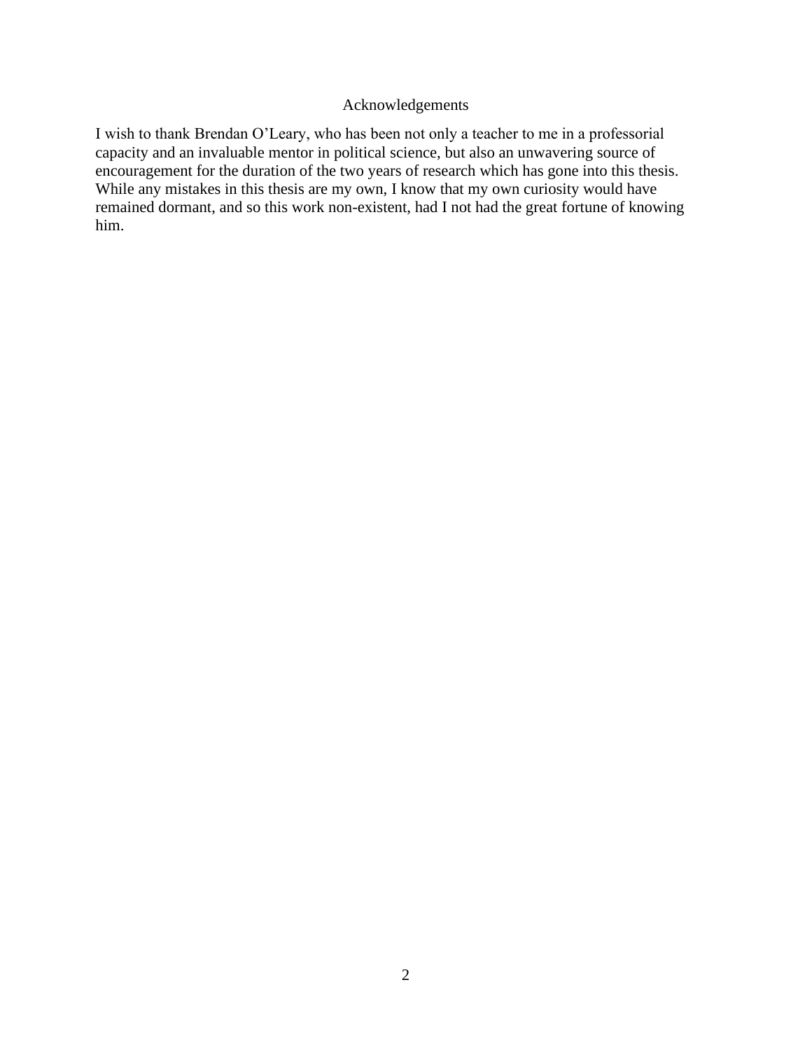# Acknowledgements

I wish to thank Brendan O'Leary, who has been not only a teacher to me in a professorial capacity and an invaluable mentor in political science, but also an unwavering source of encouragement for the duration of the two years of research which has gone into this thesis. While any mistakes in this thesis are my own, I know that my own curiosity would have remained dormant, and so this work non-existent, had I not had the great fortune of knowing him.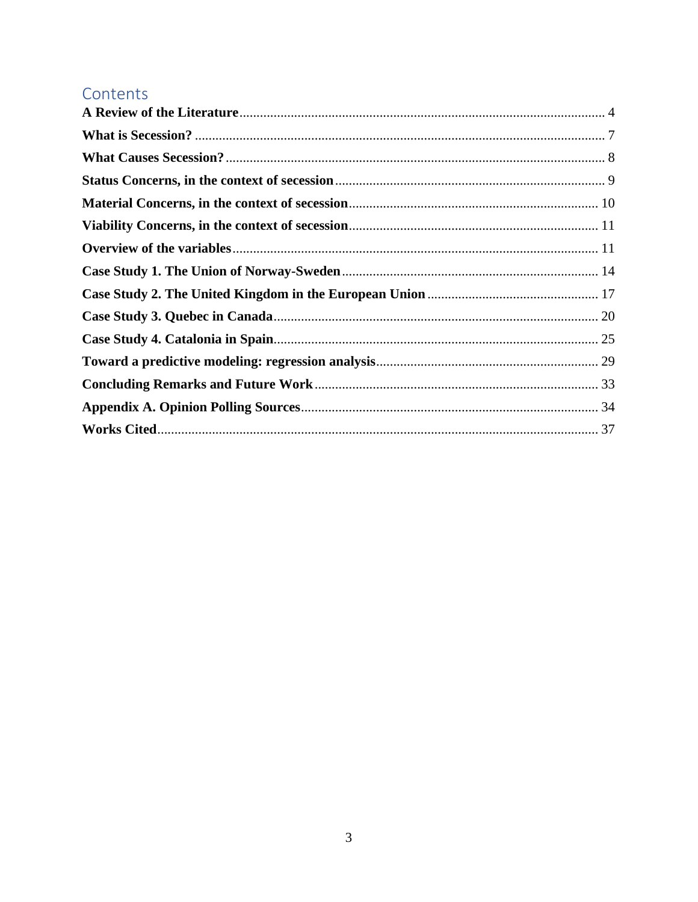## Contents

**A Review of the Literature** .......... 4

**What is Secession?** .......... 7

**What Causes Secession?** .......... 8

**Status Concerns, in the context of secession** .......... 9

**Material Concerns, in the context of secession** .......... 10

**Viability Concerns, in the context of secession** .......... 11

**Overview of the variables** .......... 11

**Case Study 1. The Union of Norway-Sweden** .......... 14

**Case Study 2. The United Kingdom in the European Union** .......... 17

**Case Study 3. Quebec in Canada** .......... 20

**Case Study 4. Catalonia in Spain** .......... 25

**Toward a predictive modeling: regression analysis** .......... 29

**Concluding Remarks and Future Work** .......... 33

**Appendix A. Opinion Polling Sources** .......... 34

**Works Cited** .......... 37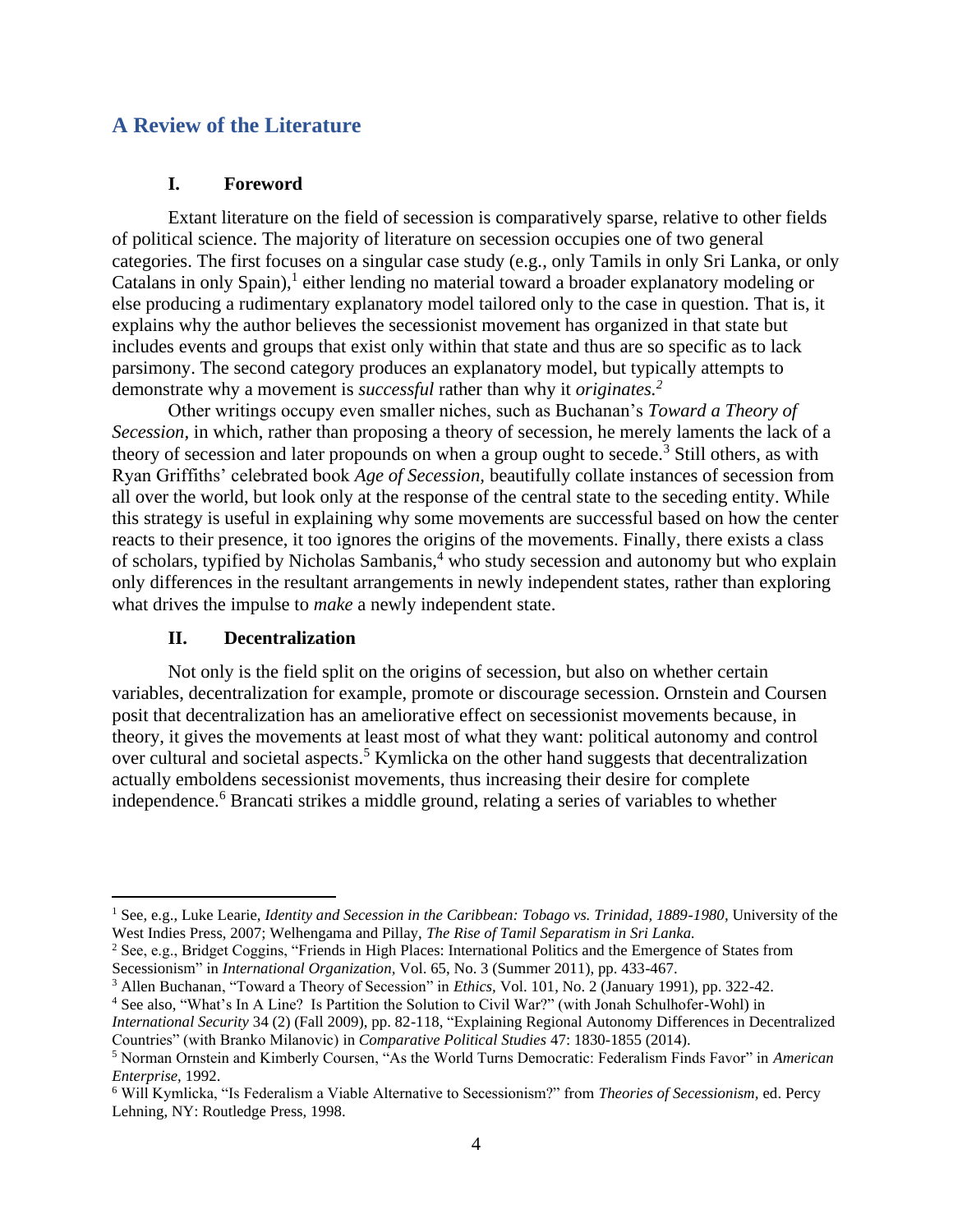## A Review of the Literature

### I. Foreword

Extant literature on the field of secession is comparatively sparse, relative to other fields of political science. The majority of literature on secession occupies one of two general categories. The first focuses on a singular case study (e.g., only Tamils in only Sri Lanka, or only Catalans in only Spain),[1] either lending no material toward a broader explanatory modeling or else producing a rudimentary explanatory model tailored only to the case in question. That is, it explains why the author believes the secessionist movement has organized in that state but includes events and groups that exist only within that state and thus are so specific as to lack parsimony. The second category produces an explanatory model, but typically attempts to demonstrate why a movement is *successful* rather than why it *originates.*[2]

Other writings occupy even smaller niches, such as Buchanan's *Toward a Theory of Secession,* in which, rather than proposing a theory of secession, he merely laments the lack of a theory of secession and later propounds on when a group ought to secede.[3] Still others, as with Ryan Griffiths' celebrated book *Age of Secession,* beautifully collate instances of secession from all over the world, but look only at the response of the central state to the seceding entity. While this strategy is useful in explaining why some movements are successful based on how the center reacts to their presence, it too ignores the origins of the movements. Finally, there exists a class of scholars, typified by Nicholas Sambanis,[4] who study secession and autonomy but who explain only differences in the resultant arrangements in newly independent states, rather than exploring what drives the impulse to *make* a newly independent state.

### II. Decentralization

Not only is the field split on the origins of secession, but also on whether certain variables, decentralization for example, promote or discourage secession. Ornstein and Coursen posit that decentralization has an ameliorative effect on secessionist movements because, in theory, it gives the movements at least most of what they want: political autonomy and control over cultural and societal aspects.[5] Kymlicka on the other hand suggests that decentralization actually emboldens secessionist movements, thus increasing their desire for complete independence.[6] Brancati strikes a middle ground, relating a series of variables to whether

---

[1] See, e.g., Luke Learie, *Identity and Secession in the Caribbean: Tobago vs. Trinidad, 1889-1980,* University of the West Indies Press, 2007; Welhengama and Pillay, *The Rise of Tamil Separatism in Sri Lanka.*

[2] See, e.g., Bridget Coggins, "Friends in High Places: International Politics and the Emergence of States from Secessionism" in *International Organization,* Vol. 65, No. 3 (Summer 2011), pp. 433-467.

[3] Allen Buchanan, "Toward a Theory of Secession" in *Ethics,* Vol. 101, No. 2 (January 1991), pp. 322-42.

[4] See also, "What's In A Line? Is Partition the Solution to Civil War?" (with Jonah Schulhofer-Wohl) in *International Security* 34 (2) (Fall 2009), pp. 82-118, "Explaining Regional Autonomy Differences in Decentralized Countries" (with Branko Milanovic) in *Comparative Political Studies* 47: 1830-1855 (2014).

[5] Norman Ornstein and Kimberly Coursen, "As the World Turns Democratic: Federalism Finds Favor" in *American Enterprise,* 1992.

[6] Will Kymlicka, "Is Federalism a Viable Alternative to Secessionism?" from *Theories of Secessionism,* ed. Percy Lehning, NY: Routledge Press, 1998.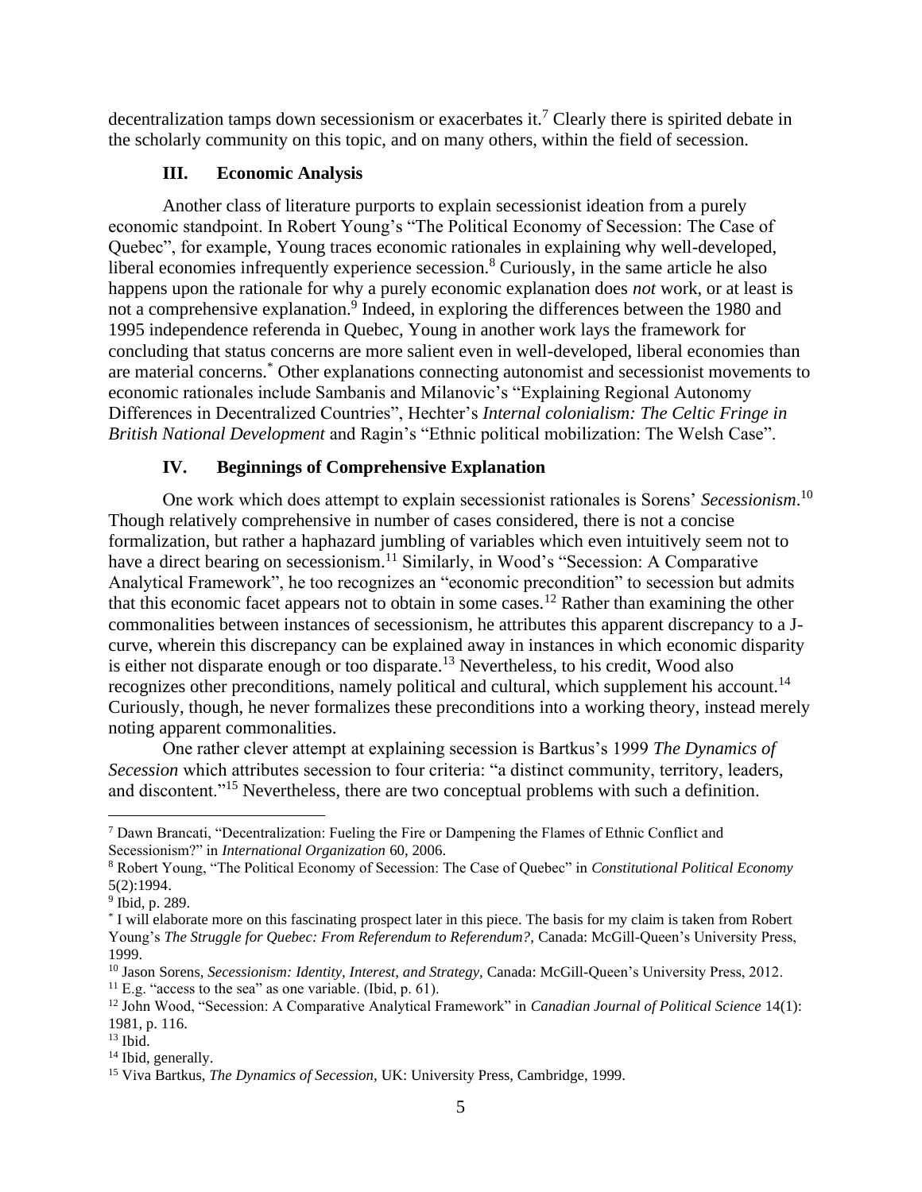decentralization tamps down secessionism or exacerbates it.[7] Clearly there is spirited debate in the scholarly community on this topic, and on many others, within the field of secession.

### III. Economic Analysis

Another class of literature purports to explain secessionist ideation from a purely economic standpoint. In Robert Young's "The Political Economy of Secession: The Case of Quebec", for example, Young traces economic rationales in explaining why well-developed, liberal economies infrequently experience secession.[8] Curiously, in the same article he also happens upon the rationale for why a purely economic explanation does *not* work, or at least is not a comprehensive explanation.[9] Indeed, in exploring the differences between the 1980 and 1995 independence referenda in Quebec, Young in another work lays the framework for concluding that status concerns are more salient even in well-developed, liberal economies than are material concerns.[*] Other explanations connecting autonomist and secessionist movements to economic rationales include Sambanis and Milanovic's "Explaining Regional Autonomy Differences in Decentralized Countries", Hechter's *Internal colonialism: The Celtic Fringe in British National Development* and Ragin's "Ethnic political mobilization: The Welsh Case".

### IV. Beginnings of Comprehensive Explanation

One work which does attempt to explain secessionist rationales is Sorens' *Secessionism*.[10] Though relatively comprehensive in number of cases considered, there is not a concise formalization, but rather a haphazard jumbling of variables which even intuitively seem not to have a direct bearing on secessionism.[11] Similarly, in Wood's "Secession: A Comparative Analytical Framework", he too recognizes an "economic precondition" to secession but admits that this economic facet appears not to obtain in some cases.[12] Rather than examining the other commonalities between instances of secessionism, he attributes this apparent discrepancy to a J-curve, wherein this discrepancy can be explained away in instances in which economic disparity is either not disparate enough or too disparate.[13] Nevertheless, to his credit, Wood also recognizes other preconditions, namely political and cultural, which supplement his account.[14] Curiously, though, he never formalizes these preconditions into a working theory, instead merely noting apparent commonalities.

One rather clever attempt at explaining secession is Bartkus's 1999 *The Dynamics of Secession* which attributes secession to four criteria: "a distinct community, territory, leaders, and discontent."[15] Nevertheless, there are two conceptual problems with such a definition.

---

[7] Dawn Brancati, "Decentralization: Fueling the Fire or Dampening the Flames of Ethnic Conflict and Secessionism?" in *International Organization* 60, 2006.

[8] Robert Young, "The Political Economy of Secession: The Case of Quebec" in *Constitutional Political Economy* 5(2):1994.

[9] Ibid, p. 289.

[*] I will elaborate more on this fascinating prospect later in this piece. The basis for my claim is taken from Robert Young's *The Struggle for Quebec: From Referendum to Referendum?*, Canada: McGill-Queen's University Press, 1999.

[10] Jason Sorens, *Secessionism: Identity, Interest, and Strategy*, Canada: McGill-Queen's University Press, 2012.

[11] E.g. "access to the sea" as one variable. (Ibid, p. 61).

[12] John Wood, "Secession: A Comparative Analytical Framework" in *Canadian Journal of Political Science* 14(1): 1981, p. 116.

[13] Ibid.

[14] Ibid, generally.

[15] Viva Bartkus, *The Dynamics of Secession*, UK: University Press, Cambridge, 1999.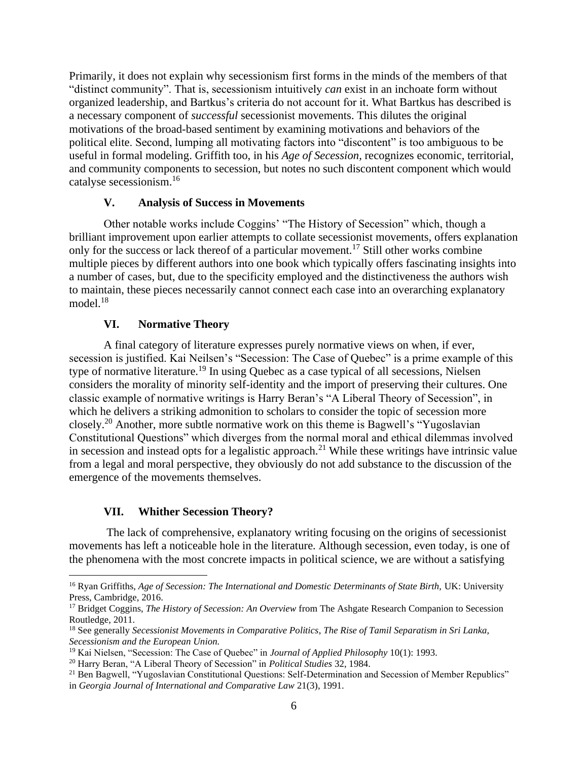Primarily, it does not explain why secessionism first forms in the minds of the members of that "distinct community". That is, secessionism intuitively *can* exist in an inchoate form without organized leadership, and Bartkus's criteria do not account for it. What Bartkus has described is a necessary component of *successful* secessionist movements. This dilutes the original motivations of the broad-based sentiment by examining motivations and behaviors of the political elite. Second, lumping all motivating factors into "discontent" is too ambiguous to be useful in formal modeling. Griffith too, in his *Age of Secession,* recognizes economic, territorial, and community components to secession, but notes no such discontent component which would catalyse secessionism.[16]

## V. Analysis of Success in Movements

Other notable works include Coggins' "The History of Secession" which, though a brilliant improvement upon earlier attempts to collate secessionist movements, offers explanation only for the success or lack thereof of a particular movement.[17] Still other works combine multiple pieces by different authors into one book which typically offers fascinating insights into a number of cases, but, due to the specificity employed and the distinctiveness the authors wish to maintain, these pieces necessarily cannot connect each case into an overarching explanatory model.[18]

## VI. Normative Theory

A final category of literature expresses purely normative views on when, if ever, secession is justified. Kai Neilsen's "Secession: The Case of Quebec" is a prime example of this type of normative literature.[19] In using Quebec as a case typical of all secessions, Nielsen considers the morality of minority self-identity and the import of preserving their cultures. One classic example of normative writings is Harry Beran's "A Liberal Theory of Secession", in which he delivers a striking admonition to scholars to consider the topic of secession more closely.[20] Another, more subtle normative work on this theme is Bagwell's "Yugoslavian Constitutional Questions" which diverges from the normal moral and ethical dilemmas involved in secession and instead opts for a legalistic approach.[21] While these writings have intrinsic value from a legal and moral perspective, they obviously do not add substance to the discussion of the emergence of the movements themselves.

## VII. Whither Secession Theory?

The lack of comprehensive, explanatory writing focusing on the origins of secessionist movements has left a noticeable hole in the literature. Although secession, even today, is one of the phenomena with the most concrete impacts in political science, we are without a satisfying

---

[16] Ryan Griffiths, *Age of Secession: The International and Domestic Determinants of State Birth,* UK: University Press, Cambridge, 2016.

[17] Bridget Coggins, *The History of Secession: An Overview* from The Ashgate Research Companion to Secession Routledge, 2011.

[18] See generally *Secessionist Movements in Comparative Politics, The Rise of Tamil Separatism in Sri Lanka, Secessionism and the European Union.*

[19] Kai Nielsen, "Secession: The Case of Quebec" in *Journal of Applied Philosophy* 10(1): 1993.

[20] Harry Beran, "A Liberal Theory of Secession" in *Political Studies* 32, 1984.

[21] Ben Bagwell, "Yugoslavian Constitutional Questions: Self-Determination and Secession of Member Republics" in *Georgia Journal of International and Comparative Law* 21(3), 1991.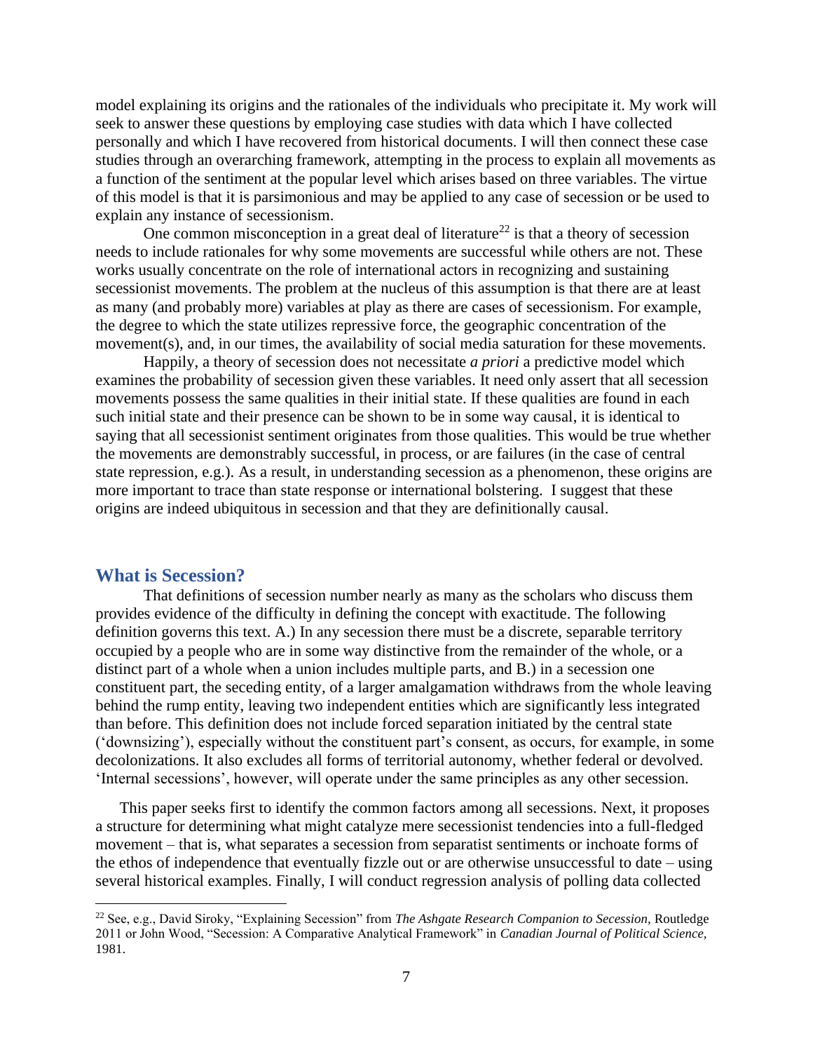model explaining its origins and the rationales of the individuals who precipitate it. My work will seek to answer these questions by employing case studies with data which I have collected personally and which I have recovered from historical documents. I will then connect these case studies through an overarching framework, attempting in the process to explain all movements as a function of the sentiment at the popular level which arises based on three variables. The virtue of this model is that it is parsimonious and may be applied to any case of secession or be used to explain any instance of secessionism.

One common misconception in a great deal of literature[22] is that a theory of secession needs to include rationales for why some movements are successful while others are not. These works usually concentrate on the role of international actors in recognizing and sustaining secessionist movements. The problem at the nucleus of this assumption is that there are at least as many (and probably more) variables at play as there are cases of secessionism. For example, the degree to which the state utilizes repressive force, the geographic concentration of the movement(s), and, in our times, the availability of social media saturation for these movements.

Happily, a theory of secession does not necessitate *a priori* a predictive model which examines the probability of secession given these variables. It need only assert that all secession movements possess the same qualities in their initial state. If these qualities are found in each such initial state and their presence can be shown to be in some way causal, it is identical to saying that all secessionist sentiment originates from those qualities. This would be true whether the movements are demonstrably successful, in process, or are failures (in the case of central state repression, e.g.). As a result, in understanding secession as a phenomenon, these origins are more important to trace than state response or international bolstering. I suggest that these origins are indeed ubiquitous in secession and that they are definitionally causal.

## What is Secession?

That definitions of secession number nearly as many as the scholars who discuss them provides evidence of the difficulty in defining the concept with exactitude. The following definition governs this text. A.) In any secession there must be a discrete, separable territory occupied by a people who are in some way distinctive from the remainder of the whole, or a distinct part of a whole when a union includes multiple parts, and B.) in a secession one constituent part, the seceding entity, of a larger amalgamation withdraws from the whole leaving behind the rump entity, leaving two independent entities which are significantly less integrated than before. This definition does not include forced separation initiated by the central state ('downsizing'), especially without the constituent part's consent, as occurs, for example, in some decolonizations. It also excludes all forms of territorial autonomy, whether federal or devolved. 'Internal secessions', however, will operate under the same principles as any other secession.

This paper seeks first to identify the common factors among all secessions. Next, it proposes a structure for determining what might catalyze mere secessionist tendencies into a full-fledged movement – that is, what separates a secession from separatist sentiments or inchoate forms of the ethos of independence that eventually fizzle out or are otherwise unsuccessful to date – using several historical examples. Finally, I will conduct regression analysis of polling data collected

[22] See, e.g., David Siroky, "Explaining Secession" from *The Ashgate Research Companion to Secession,* Routledge 2011 or John Wood, "Secession: A Comparative Analytical Framework" in *Canadian Journal of Political Science,* 1981.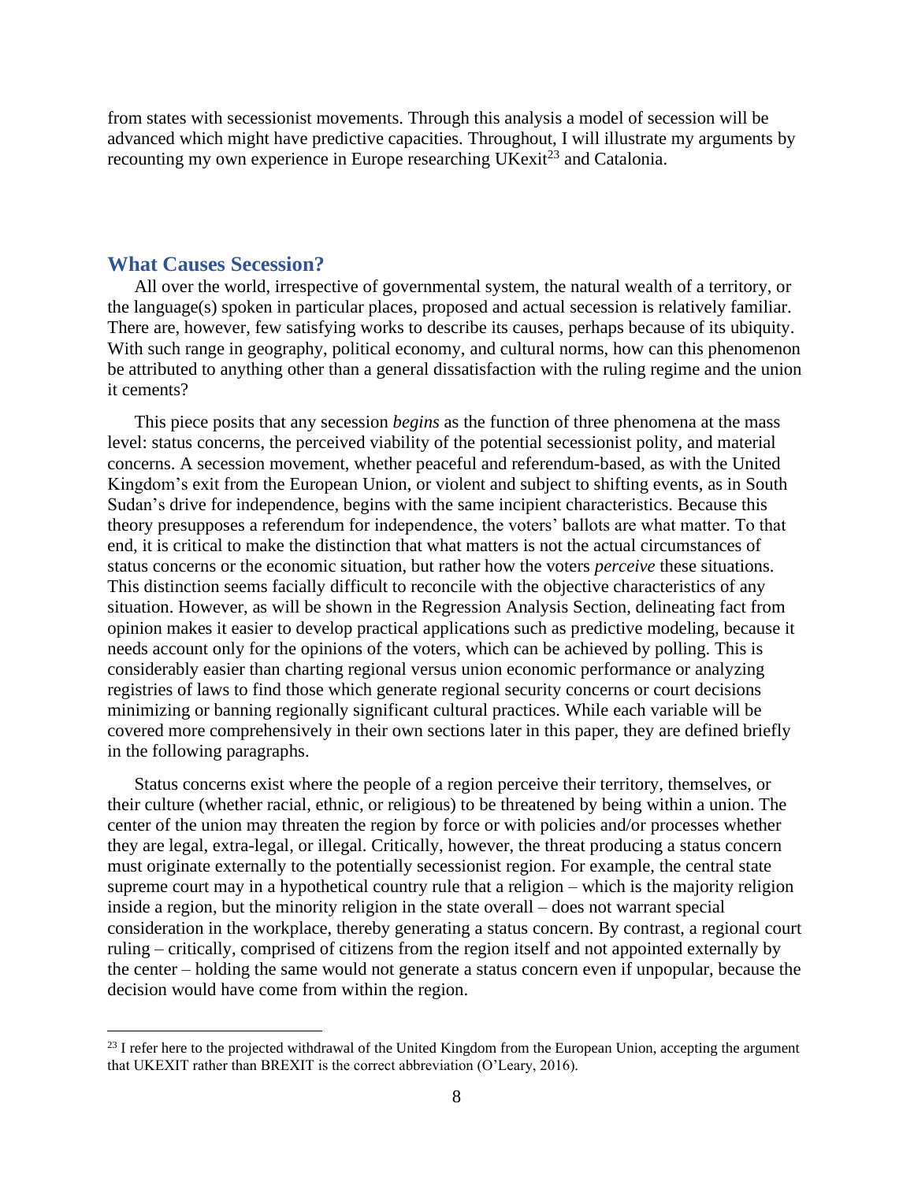from states with secessionist movements. Through this analysis a model of secession will be advanced which might have predictive capacities. Throughout, I will illustrate my arguments by recounting my own experience in Europe researching UKexit[23] and Catalonia.

## What Causes Secession?

All over the world, irrespective of governmental system, the natural wealth of a territory, or the language(s) spoken in particular places, proposed and actual secession is relatively familiar. There are, however, few satisfying works to describe its causes, perhaps because of its ubiquity. With such range in geography, political economy, and cultural norms, how can this phenomenon be attributed to anything other than a general dissatisfaction with the ruling regime and the union it cements?

This piece posits that any secession *begins* as the function of three phenomena at the mass level: status concerns, the perceived viability of the potential secessionist polity, and material concerns. A secession movement, whether peaceful and referendum-based, as with the United Kingdom's exit from the European Union, or violent and subject to shifting events, as in South Sudan's drive for independence, begins with the same incipient characteristics. Because this theory presupposes a referendum for independence, the voters' ballots are what matter. To that end, it is critical to make the distinction that what matters is not the actual circumstances of status concerns or the economic situation, but rather how the voters *perceive* these situations. This distinction seems facially difficult to reconcile with the objective characteristics of any situation. However, as will be shown in the Regression Analysis Section, delineating fact from opinion makes it easier to develop practical applications such as predictive modeling, because it needs account only for the opinions of the voters, which can be achieved by polling. This is considerably easier than charting regional versus union economic performance or analyzing registries of laws to find those which generate regional security concerns or court decisions minimizing or banning regionally significant cultural practices. While each variable will be covered more comprehensively in their own sections later in this paper, they are defined briefly in the following paragraphs.

Status concerns exist where the people of a region perceive their territory, themselves, or their culture (whether racial, ethnic, or religious) to be threatened by being within a union. The center of the union may threaten the region by force or with policies and/or processes whether they are legal, extra-legal, or illegal. Critically, however, the threat producing a status concern must originate externally to the potentially secessionist region. For example, the central state supreme court may in a hypothetical country rule that a religion – which is the majority religion inside a region, but the minority religion in the state overall – does not warrant special consideration in the workplace, thereby generating a status concern. By contrast, a regional court ruling – critically, comprised of citizens from the region itself and not appointed externally by the center – holding the same would not generate a status concern even if unpopular, because the decision would have come from within the region.

[23] I refer here to the projected withdrawal of the United Kingdom from the European Union, accepting the argument that UKEXIT rather than BREXIT is the correct abbreviation (O'Leary, 2016).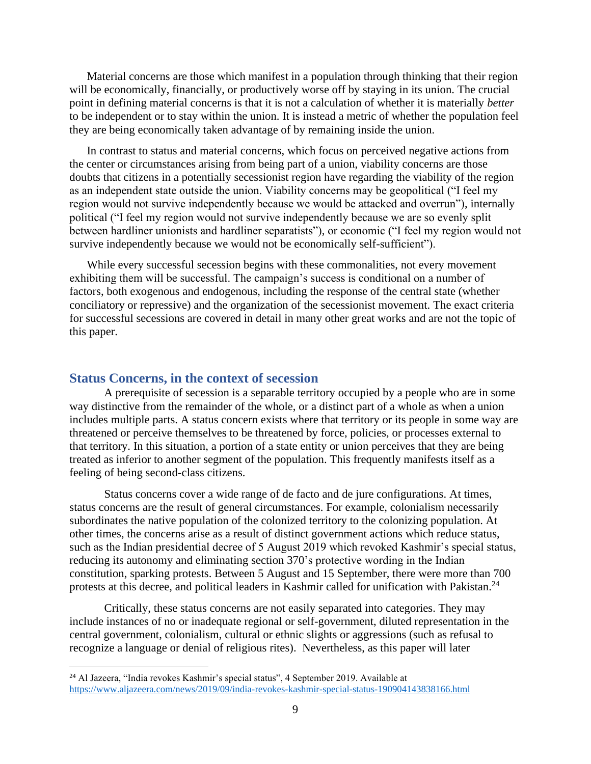Material concerns are those which manifest in a population through thinking that their region will be economically, financially, or productively worse off by staying in its union. The crucial point in defining material concerns is that it is not a calculation of whether it is materially *better* to be independent or to stay within the union. It is instead a metric of whether the population feel they are being economically taken advantage of by remaining inside the union.

In contrast to status and material concerns, which focus on perceived negative actions from the center or circumstances arising from being part of a union, viability concerns are those doubts that citizens in a potentially secessionist region have regarding the viability of the region as an independent state outside the union. Viability concerns may be geopolitical ("I feel my region would not survive independently because we would be attacked and overrun"), internally political ("I feel my region would not survive independently because we are so evenly split between hardliner unionists and hardliner separatists"), or economic ("I feel my region would not survive independently because we would not be economically self-sufficient").

While every successful secession begins with these commonalities, not every movement exhibiting them will be successful. The campaign's success is conditional on a number of factors, both exogenous and endogenous, including the response of the central state (whether conciliatory or repressive) and the organization of the secessionist movement. The exact criteria for successful secessions are covered in detail in many other great works and are not the topic of this paper.

## Status Concerns, in the context of secession

A prerequisite of secession is a separable territory occupied by a people who are in some way distinctive from the remainder of the whole, or a distinct part of a whole as when a union includes multiple parts. A status concern exists where that territory or its people in some way are threatened or perceive themselves to be threatened by force, policies, or processes external to that territory. In this situation, a portion of a state entity or union perceives that they are being treated as inferior to another segment of the population. This frequently manifests itself as a feeling of being second-class citizens.

Status concerns cover a wide range of de facto and de jure configurations. At times, status concerns are the result of general circumstances. For example, colonialism necessarily subordinates the native population of the colonized territory to the colonizing population. At other times, the concerns arise as a result of distinct government actions which reduce status, such as the Indian presidential decree of 5 August 2019 which revoked Kashmir's special status, reducing its autonomy and eliminating section 370's protective wording in the Indian constitution, sparking protests. Between 5 August and 15 September, there were more than 700 protests at this decree, and political leaders in Kashmir called for unification with Pakistan.[24]

Critically, these status concerns are not easily separated into categories. They may include instances of no or inadequate regional or self-government, diluted representation in the central government, colonialism, cultural or ethnic slights or aggressions (such as refusal to recognize a language or denial of religious rites). Nevertheless, as this paper will later

---

[24] Al Jazeera, "India revokes Kashmir's special status", 4 September 2019. Available at https://www.aljazeera.com/news/2019/09/india-revokes-kashmir-special-status-190904143838166.html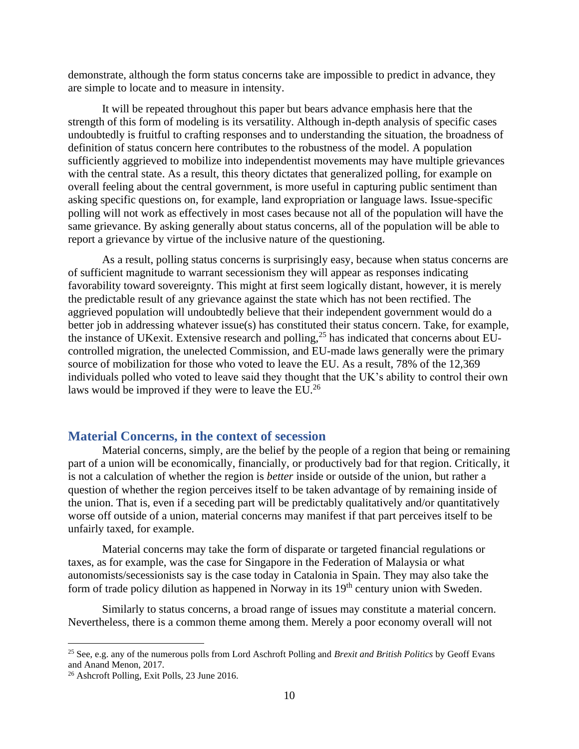demonstrate, although the form status concerns take are impossible to predict in advance, they are simple to locate and to measure in intensity.

It will be repeated throughout this paper but bears advance emphasis here that the strength of this form of modeling is its versatility. Although in-depth analysis of specific cases undoubtedly is fruitful to crafting responses and to understanding the situation, the broadness of definition of status concern here contributes to the robustness of the model. A population sufficiently aggrieved to mobilize into independentist movements may have multiple grievances with the central state. As a result, this theory dictates that generalized polling, for example on overall feeling about the central government, is more useful in capturing public sentiment than asking specific questions on, for example, land expropriation or language laws. Issue-specific polling will not work as effectively in most cases because not all of the population will have the same grievance. By asking generally about status concerns, all of the population will be able to report a grievance by virtue of the inclusive nature of the questioning.

As a result, polling status concerns is surprisingly easy, because when status concerns are of sufficient magnitude to warrant secessionism they will appear as responses indicating favorability toward sovereignty. This might at first seem logically distant, however, it is merely the predictable result of any grievance against the state which has not been rectified. The aggrieved population will undoubtedly believe that their independent government would do a better job in addressing whatever issue(s) has constituted their status concern. Take, for example, the instance of UKexit. Extensive research and polling,[25] has indicated that concerns about EU-controlled migration, the unelected Commission, and EU-made laws generally were the primary source of mobilization for those who voted to leave the EU. As a result, 78% of the 12,369 individuals polled who voted to leave said they thought that the UK's ability to control their own laws would be improved if they were to leave the EU.[26]

## Material Concerns, in the context of secession

Material concerns, simply, are the belief by the people of a region that being or remaining part of a union will be economically, financially, or productively bad for that region. Critically, it is not a calculation of whether the region is *better* inside or outside of the union, but rather a question of whether the region perceives itself to be taken advantage of by remaining inside of the union. That is, even if a seceding part will be predictably qualitatively and/or quantitatively worse off outside of a union, material concerns may manifest if that part perceives itself to be unfairly taxed, for example.

Material concerns may take the form of disparate or targeted financial regulations or taxes, as for example, was the case for Singapore in the Federation of Malaysia or what autonomists/secessionists say is the case today in Catalonia in Spain. They may also take the form of trade policy dilution as happened in Norway in its 19th century union with Sweden.

Similarly to status concerns, a broad range of issues may constitute a material concern. Nevertheless, there is a common theme among them. Merely a poor economy overall will not

[25] See, e.g. any of the numerous polls from Lord Aschroft Polling and *Brexit and British Politics* by Geoff Evans and Anand Menon, 2017.

[26] Ashcroft Polling, Exit Polls, 23 June 2016.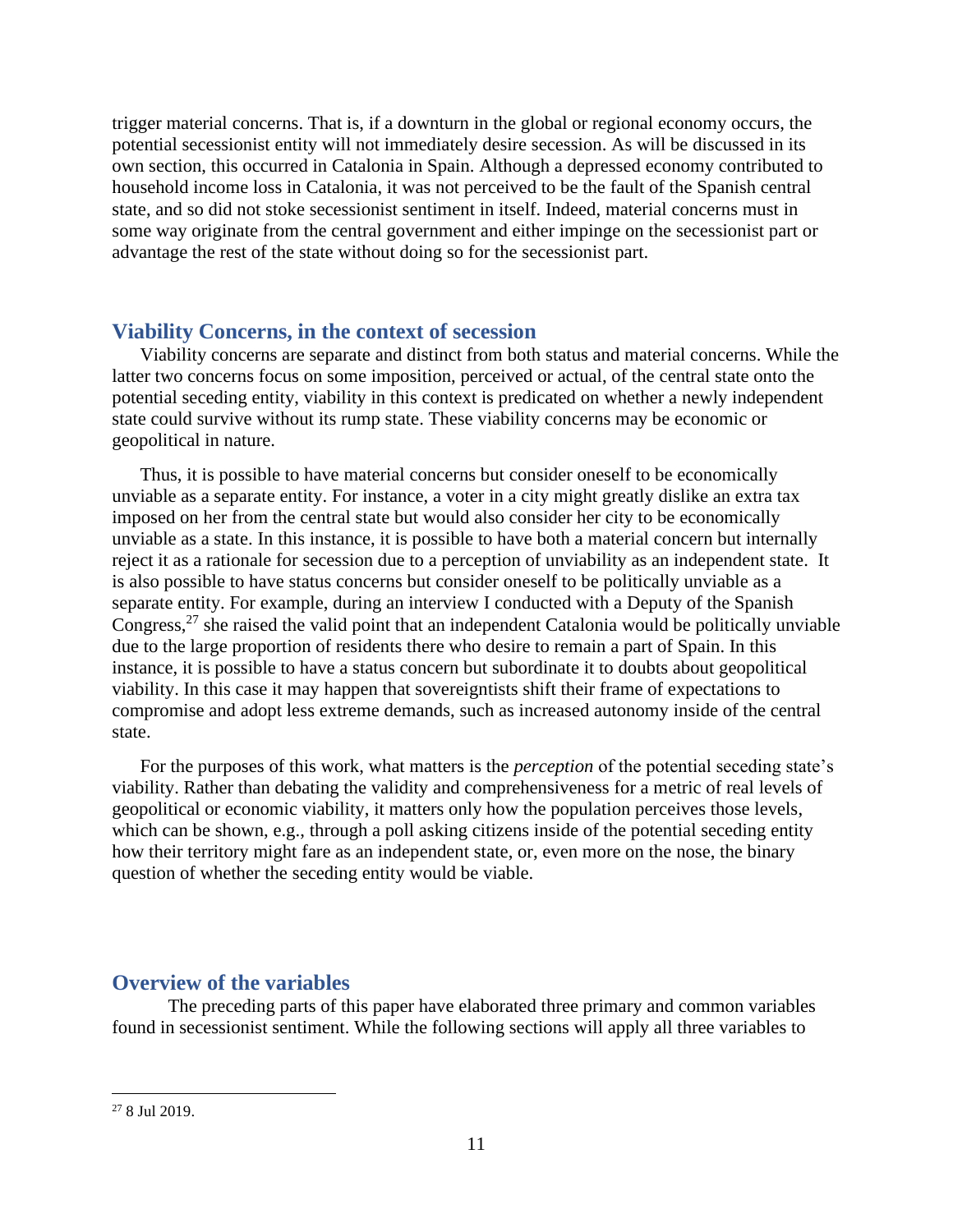trigger material concerns. That is, if a downturn in the global or regional economy occurs, the potential secessionist entity will not immediately desire secession. As will be discussed in its own section, this occurred in Catalonia in Spain. Although a depressed economy contributed to household income loss in Catalonia, it was not perceived to be the fault of the Spanish central state, and so did not stoke secessionist sentiment in itself. Indeed, material concerns must in some way originate from the central government and either impinge on the secessionist part or advantage the rest of the state without doing so for the secessionist part.

## Viability Concerns, in the context of secession

Viability concerns are separate and distinct from both status and material concerns. While the latter two concerns focus on some imposition, perceived or actual, of the central state onto the potential seceding entity, viability in this context is predicated on whether a newly independent state could survive without its rump state. These viability concerns may be economic or geopolitical in nature.

Thus, it is possible to have material concerns but consider oneself to be economically unviable as a separate entity. For instance, a voter in a city might greatly dislike an extra tax imposed on her from the central state but would also consider her city to be economically unviable as a state. In this instance, it is possible to have both a material concern but internally reject it as a rationale for secession due to a perception of unviability as an independent state. It is also possible to have status concerns but consider oneself to be politically unviable as a separate entity. For example, during an interview I conducted with a Deputy of the Spanish Congress,[27] she raised the valid point that an independent Catalonia would be politically unviable due to the large proportion of residents there who desire to remain a part of Spain. In this instance, it is possible to have a status concern but subordinate it to doubts about geopolitical viability. In this case it may happen that sovereigntists shift their frame of expectations to compromise and adopt less extreme demands, such as increased autonomy inside of the central state.

For the purposes of this work, what matters is the *perception* of the potential seceding state's viability. Rather than debating the validity and comprehensiveness for a metric of real levels of geopolitical or economic viability, it matters only how the population perceives those levels, which can be shown, e.g., through a poll asking citizens inside of the potential seceding entity how their territory might fare as an independent state, or, even more on the nose, the binary question of whether the seceding entity would be viable.

## Overview of the variables

The preceding parts of this paper have elaborated three primary and common variables found in secessionist sentiment. While the following sections will apply all three variables to

[27] 8 Jul 2019.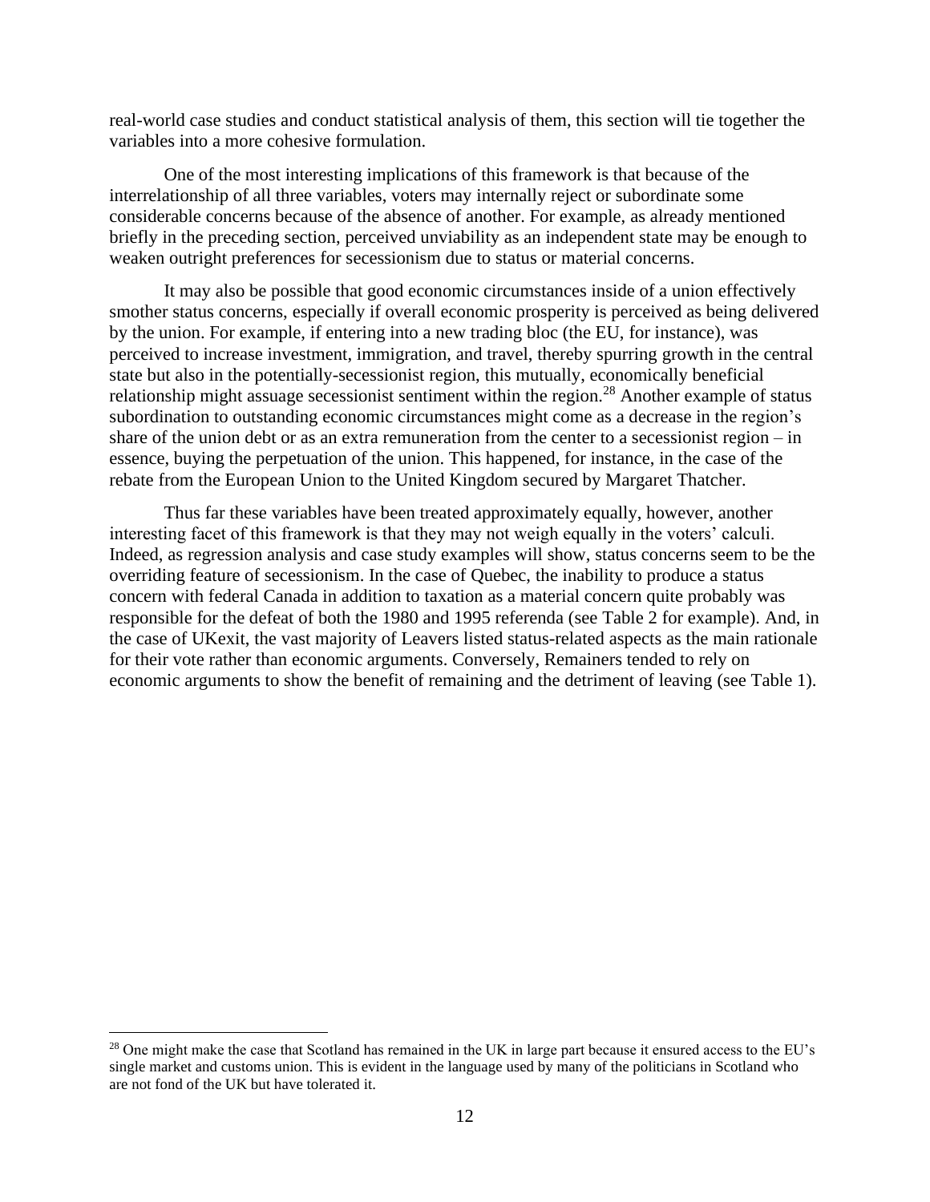real-world case studies and conduct statistical analysis of them, this section will tie together the variables into a more cohesive formulation.

One of the most interesting implications of this framework is that because of the interrelationship of all three variables, voters may internally reject or subordinate some considerable concerns because of the absence of another. For example, as already mentioned briefly in the preceding section, perceived unviability as an independent state may be enough to weaken outright preferences for secessionism due to status or material concerns.

It may also be possible that good economic circumstances inside of a union effectively smother status concerns, especially if overall economic prosperity is perceived as being delivered by the union. For example, if entering into a new trading bloc (the EU, for instance), was perceived to increase investment, immigration, and travel, thereby spurring growth in the central state but also in the potentially-secessionist region, this mutually, economically beneficial relationship might assuage secessionist sentiment within the region.[28] Another example of status subordination to outstanding economic circumstances might come as a decrease in the region's share of the union debt or as an extra remuneration from the center to a secessionist region – in essence, buying the perpetuation of the union. This happened, for instance, in the case of the rebate from the European Union to the United Kingdom secured by Margaret Thatcher.

Thus far these variables have been treated approximately equally, however, another interesting facet of this framework is that they may not weigh equally in the voters' calculi. Indeed, as regression analysis and case study examples will show, status concerns seem to be the overriding feature of secessionism. In the case of Quebec, the inability to produce a status concern with federal Canada in addition to taxation as a material concern quite probably was responsible for the defeat of both the 1980 and 1995 referenda (see Table 2 for example). And, in the case of UKexit, the vast majority of Leavers listed status-related aspects as the main rationale for their vote rather than economic arguments. Conversely, Remainers tended to rely on economic arguments to show the benefit of remaining and the detriment of leaving (see Table 1).

[28] One might make the case that Scotland has remained in the UK in large part because it ensured access to the EU's single market and customs union. This is evident in the language used by many of the politicians in Scotland who are not fond of the UK but have tolerated it.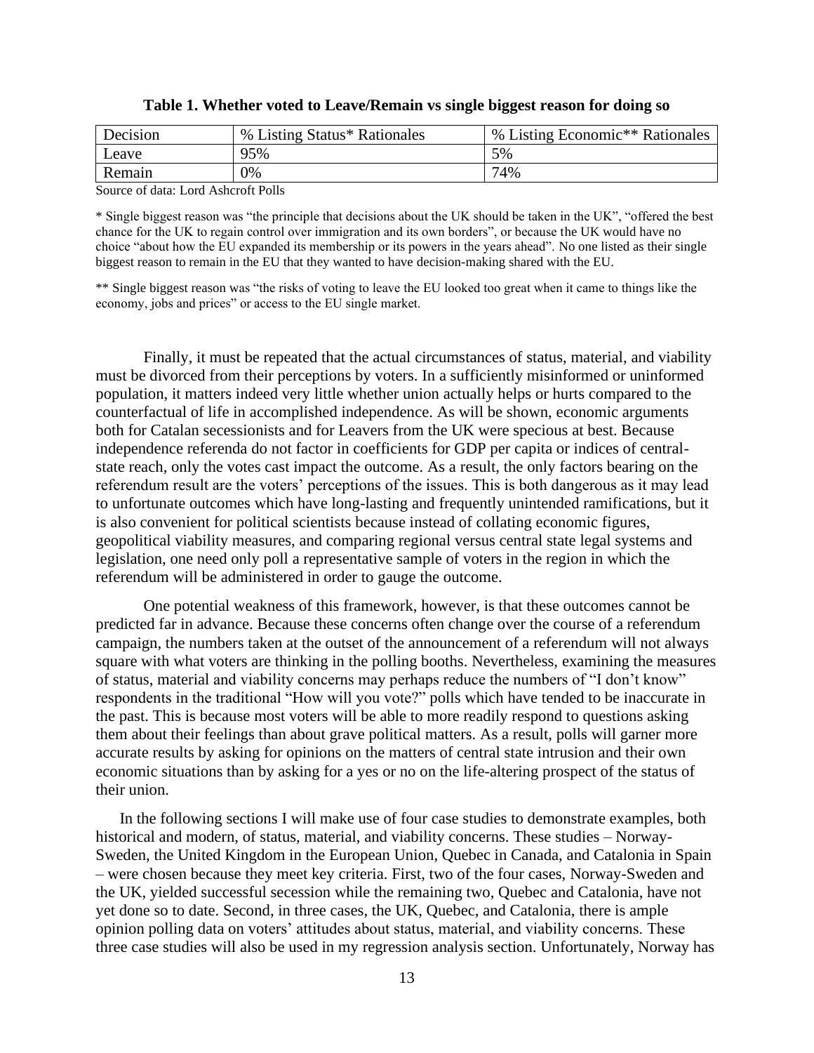**Table 1. Whether voted to Leave/Remain vs single biggest reason for doing so**

| Decision | % Listing Status* Rationales | % Listing Economic** Rationales |
|---|---|---|
| Leave | 95% | 5% |
| Remain | 0% | 74% |

Source of data: Lord Ashcroft Polls

* Single biggest reason was "the principle that decisions about the UK should be taken in the UK", "offered the best chance for the UK to regain control over immigration and its own borders", or because the UK would have no choice "about how the EU expanded its membership or its powers in the years ahead". No one listed as their single biggest reason to remain in the EU that they wanted to have decision-making shared with the EU.

** Single biggest reason was "the risks of voting to leave the EU looked too great when it came to things like the economy, jobs and prices" or access to the EU single market.

Finally, it must be repeated that the actual circumstances of status, material, and viability must be divorced from their perceptions by voters. In a sufficiently misinformed or uninformed population, it matters indeed very little whether union actually helps or hurts compared to the counterfactual of life in accomplished independence. As will be shown, economic arguments both for Catalan secessionists and for Leavers from the UK were specious at best. Because independence referenda do not factor in coefficients for GDP per capita or indices of central-state reach, only the votes cast impact the outcome. As a result, the only factors bearing on the referendum result are the voters' perceptions of the issues. This is both dangerous as it may lead to unfortunate outcomes which have long-lasting and frequently unintended ramifications, but it is also convenient for political scientists because instead of collating economic figures, geopolitical viability measures, and comparing regional versus central state legal systems and legislation, one need only poll a representative sample of voters in the region in which the referendum will be administered in order to gauge the outcome.

One potential weakness of this framework, however, is that these outcomes cannot be predicted far in advance. Because these concerns often change over the course of a referendum campaign, the numbers taken at the outset of the announcement of a referendum will not always square with what voters are thinking in the polling booths. Nevertheless, examining the measures of status, material and viability concerns may perhaps reduce the numbers of "I don't know" respondents in the traditional "How will you vote?" polls which have tended to be inaccurate in the past. This is because most voters will be able to more readily respond to questions asking them about their feelings than about grave political matters. As a result, polls will garner more accurate results by asking for opinions on the matters of central state intrusion and their own economic situations than by asking for a yes or no on the life-altering prospect of the status of their union.

In the following sections I will make use of four case studies to demonstrate examples, both historical and modern, of status, material, and viability concerns. These studies – Norway-Sweden, the United Kingdom in the European Union, Quebec in Canada, and Catalonia in Spain – were chosen because they meet key criteria. First, two of the four cases, Norway-Sweden and the UK, yielded successful secession while the remaining two, Quebec and Catalonia, have not yet done so to date. Second, in three cases, the UK, Quebec, and Catalonia, there is ample opinion polling data on voters' attitudes about status, material, and viability concerns. These three case studies will also be used in my regression analysis section. Unfortunately, Norway has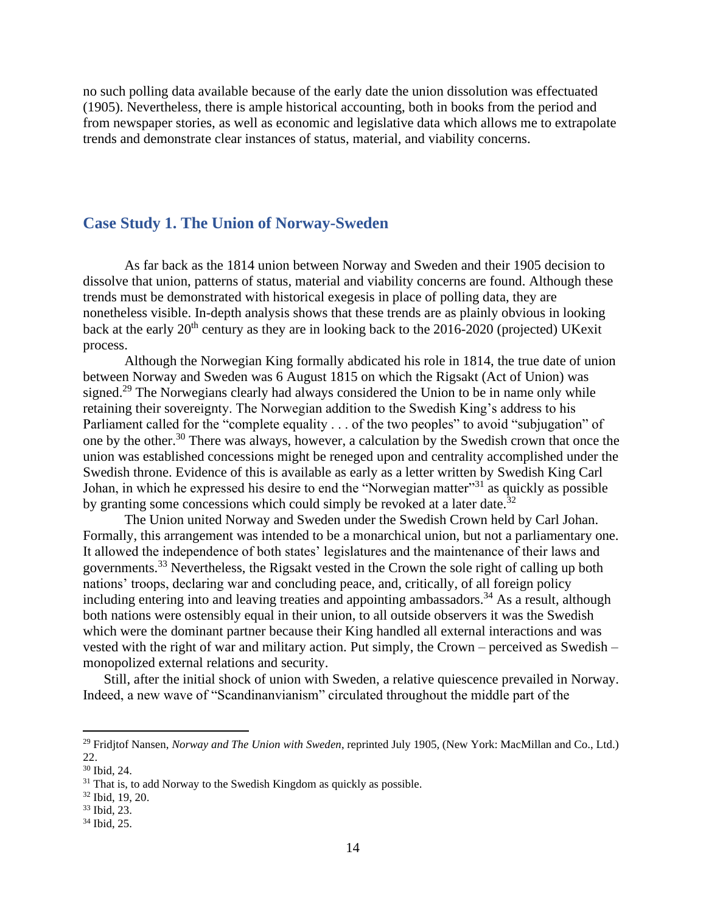no such polling data available because of the early date the union dissolution was effectuated (1905). Nevertheless, there is ample historical accounting, both in books from the period and from newspaper stories, as well as economic and legislative data which allows me to extrapolate trends and demonstrate clear instances of status, material, and viability concerns.

## Case Study 1. The Union of Norway-Sweden

As far back as the 1814 union between Norway and Sweden and their 1905 decision to dissolve that union, patterns of status, material and viability concerns are found. Although these trends must be demonstrated with historical exegesis in place of polling data, they are nonetheless visible. In-depth analysis shows that these trends are as plainly obvious in looking back at the early 20th century as they are in looking back to the 2016-2020 (projected) UKexit process.

Although the Norwegian King formally abdicated his role in 1814, the true date of union between Norway and Sweden was 6 August 1815 on which the Rigsakt (Act of Union) was signed.[29] The Norwegians clearly had always considered the Union to be in name only while retaining their sovereignty. The Norwegian addition to the Swedish King's address to his Parliament called for the "complete equality . . . of the two peoples" to avoid "subjugation" of one by the other.[30] There was always, however, a calculation by the Swedish crown that once the union was established concessions might be reneged upon and centrality accomplished under the Swedish throne. Evidence of this is available as early as a letter written by Swedish King Carl Johan, in which he expressed his desire to end the "Norwegian matter"[31] as quickly as possible by granting some concessions which could simply be revoked at a later date.[32]

The Union united Norway and Sweden under the Swedish Crown held by Carl Johan. Formally, this arrangement was intended to be a monarchical union, but not a parliamentary one. It allowed the independence of both states' legislatures and the maintenance of their laws and governments.[33] Nevertheless, the Rigsakt vested in the Crown the sole right of calling up both nations' troops, declaring war and concluding peace, and, critically, of all foreign policy including entering into and leaving treaties and appointing ambassadors.[34] As a result, although both nations were ostensibly equal in their union, to all outside observers it was the Swedish which were the dominant partner because their King handled all external interactions and was vested with the right of war and military action. Put simply, the Crown – perceived as Swedish – monopolized external relations and security.

Still, after the initial shock of union with Sweden, a relative quiescence prevailed in Norway. Indeed, a new wave of "Scandinanvianism" circulated throughout the middle part of the

---

[29] Fridjtof Nansen, *Norway and The Union with Sweden*, reprinted July 1905, (New York: MacMillan and Co., Ltd.) 22.

[30] Ibid, 24.

[31] That is, to add Norway to the Swedish Kingdom as quickly as possible.

[32] Ibid, 19, 20.

[33] Ibid, 23.

[34] Ibid, 25.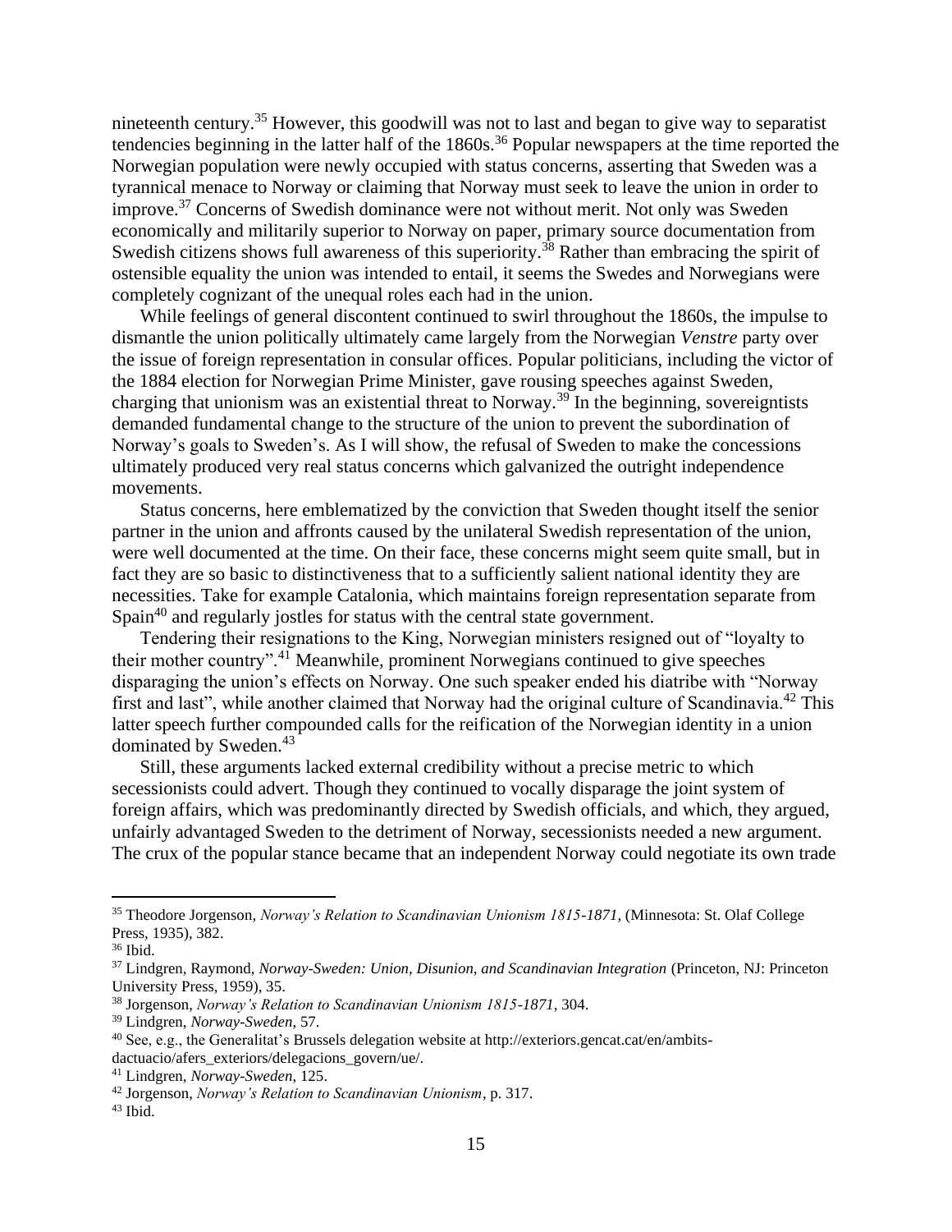nineteenth century.[35] However, this goodwill was not to last and began to give way to separatist tendencies beginning in the latter half of the 1860s.[36] Popular newspapers at the time reported the Norwegian population were newly occupied with status concerns, asserting that Sweden was a tyrannical menace to Norway or claiming that Norway must seek to leave the union in order to improve.[37] Concerns of Swedish dominance were not without merit. Not only was Sweden economically and militarily superior to Norway on paper, primary source documentation from Swedish citizens shows full awareness of this superiority.[38] Rather than embracing the spirit of ostensible equality the union was intended to entail, it seems the Swedes and Norwegians were completely cognizant of the unequal roles each had in the union.

While feelings of general discontent continued to swirl throughout the 1860s, the impulse to dismantle the union politically ultimately came largely from the Norwegian *Venstre* party over the issue of foreign representation in consular offices. Popular politicians, including the victor of the 1884 election for Norwegian Prime Minister, gave rousing speeches against Sweden, charging that unionism was an existential threat to Norway.[39] In the beginning, sovereigntists demanded fundamental change to the structure of the union to prevent the subordination of Norway's goals to Sweden's. As I will show, the refusal of Sweden to make the concessions ultimately produced very real status concerns which galvanized the outright independence movements.

Status concerns, here emblematized by the conviction that Sweden thought itself the senior partner in the union and affronts caused by the unilateral Swedish representation of the union, were well documented at the time. On their face, these concerns might seem quite small, but in fact they are so basic to distinctiveness that to a sufficiently salient national identity they are necessities. Take for example Catalonia, which maintains foreign representation separate from Spain[40] and regularly jostles for status with the central state government.

Tendering their resignations to the King, Norwegian ministers resigned out of "loyalty to their mother country".[41] Meanwhile, prominent Norwegians continued to give speeches disparaging the union's effects on Norway. One such speaker ended his diatribe with "Norway first and last", while another claimed that Norway had the original culture of Scandinavia.[42] This latter speech further compounded calls for the reification of the Norwegian identity in a union dominated by Sweden.[43]

Still, these arguments lacked external credibility without a precise metric to which secessionists could advert. Though they continued to vocally disparage the joint system of foreign affairs, which was predominantly directed by Swedish officials, and which, they argued, unfairly advantaged Sweden to the detriment of Norway, secessionists needed a new argument. The crux of the popular stance became that an independent Norway could negotiate its own trade

---

[35] Theodore Jorgenson, *Norway's Relation to Scandinavian Unionism 1815-1871,* (Minnesota: St. Olaf College Press, 1935), 382.

[36] Ibid.

[37] Lindgren, Raymond, *Norway-Sweden: Union, Disunion, and Scandinavian Integration* (Princeton, NJ: Princeton University Press, 1959), 35.

[38] Jorgenson, *Norway's Relation to Scandinavian Unionism 1815-1871,* 304.

[39] Lindgren, *Norway-Sweden,* 57.

[40] See, e.g., the Generalitat's Brussels delegation website at http://exteriors.gencat.cat/en/ambits-dactuacio/afers_exteriors/delegacions_govern/ue/.

[41] Lindgren, *Norway-Sweden,* 125.

[42] Jorgenson, *Norway's Relation to Scandinavian Unionism*, p. 317.

[43] Ibid.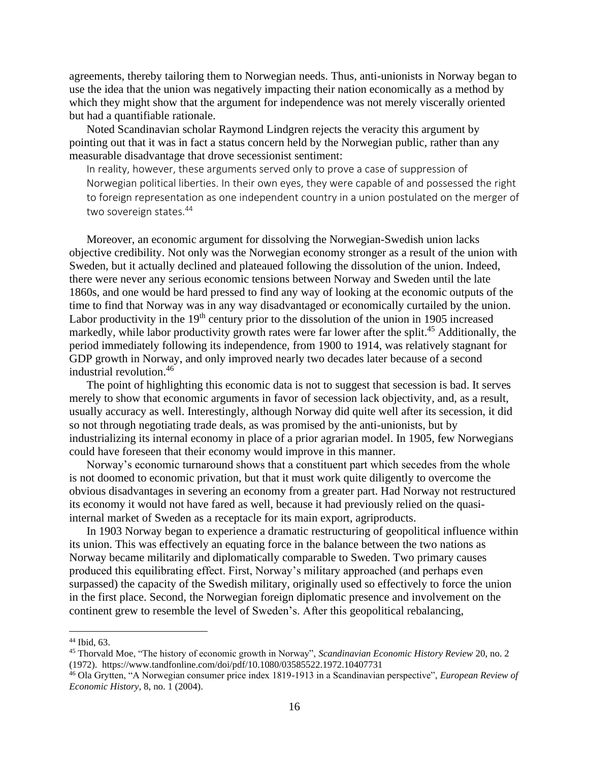agreements, thereby tailoring them to Norwegian needs. Thus, anti-unionists in Norway began to use the idea that the union was negatively impacting their nation economically as a method by which they might show that the argument for independence was not merely viscerally oriented but had a quantifiable rationale.

Noted Scandinavian scholar Raymond Lindgren rejects the veracity this argument by pointing out that it was in fact a status concern held by the Norwegian public, rather than any measurable disadvantage that drove secessionist sentiment:

> In reality, however, these arguments served only to prove a case of suppression of Norwegian political liberties. In their own eyes, they were capable of and possessed the right to foreign representation as one independent country in a union postulated on the merger of two sovereign states.[44]

Moreover, an economic argument for dissolving the Norwegian-Swedish union lacks objective credibility. Not only was the Norwegian economy stronger as a result of the union with Sweden, but it actually declined and plateaued following the dissolution of the union. Indeed, there were never any serious economic tensions between Norway and Sweden until the late 1860s, and one would be hard pressed to find any way of looking at the economic outputs of the time to find that Norway was in any way disadvantaged or economically curtailed by the union. Labor productivity in the 19th century prior to the dissolution of the union in 1905 increased markedly, while labor productivity growth rates were far lower after the split.[45] Additionally, the period immediately following its independence, from 1900 to 1914, was relatively stagnant for GDP growth in Norway, and only improved nearly two decades later because of a second industrial revolution.[46]

The point of highlighting this economic data is not to suggest that secession is bad. It serves merely to show that economic arguments in favor of secession lack objectivity, and, as a result, usually accuracy as well. Interestingly, although Norway did quite well after its secession, it did so not through negotiating trade deals, as was promised by the anti-unionists, but by industrializing its internal economy in place of a prior agrarian model. In 1905, few Norwegians could have foreseen that their economy would improve in this manner.

Norway's economic turnaround shows that a constituent part which secedes from the whole is not doomed to economic privation, but that it must work quite diligently to overcome the obvious disadvantages in severing an economy from a greater part. Had Norway not restructured its economy it would not have fared as well, because it had previously relied on the quasi-internal market of Sweden as a receptacle for its main export, agriproducts.

In 1903 Norway began to experience a dramatic restructuring of geopolitical influence within its union. This was effectively an equating force in the balance between the two nations as Norway became militarily and diplomatically comparable to Sweden. Two primary causes produced this equilibrating effect. First, Norway's military approached (and perhaps even surpassed) the capacity of the Swedish military, originally used so effectively to force the union in the first place. Second, the Norwegian foreign diplomatic presence and involvement on the continent grew to resemble the level of Sweden's. After this geopolitical rebalancing,

---

[44] Ibid, 63.

[45] Thorvald Moe, "The history of economic growth in Norway", *Scandinavian Economic History Review* 20, no. 2 (1972). https://www.tandfonline.com/doi/pdf/10.1080/03585522.1972.10407731

[46] Ola Grytten, "A Norwegian consumer price index 1819-1913 in a Scandinavian perspective", *European Review of Economic History,* 8, no. 1 (2004).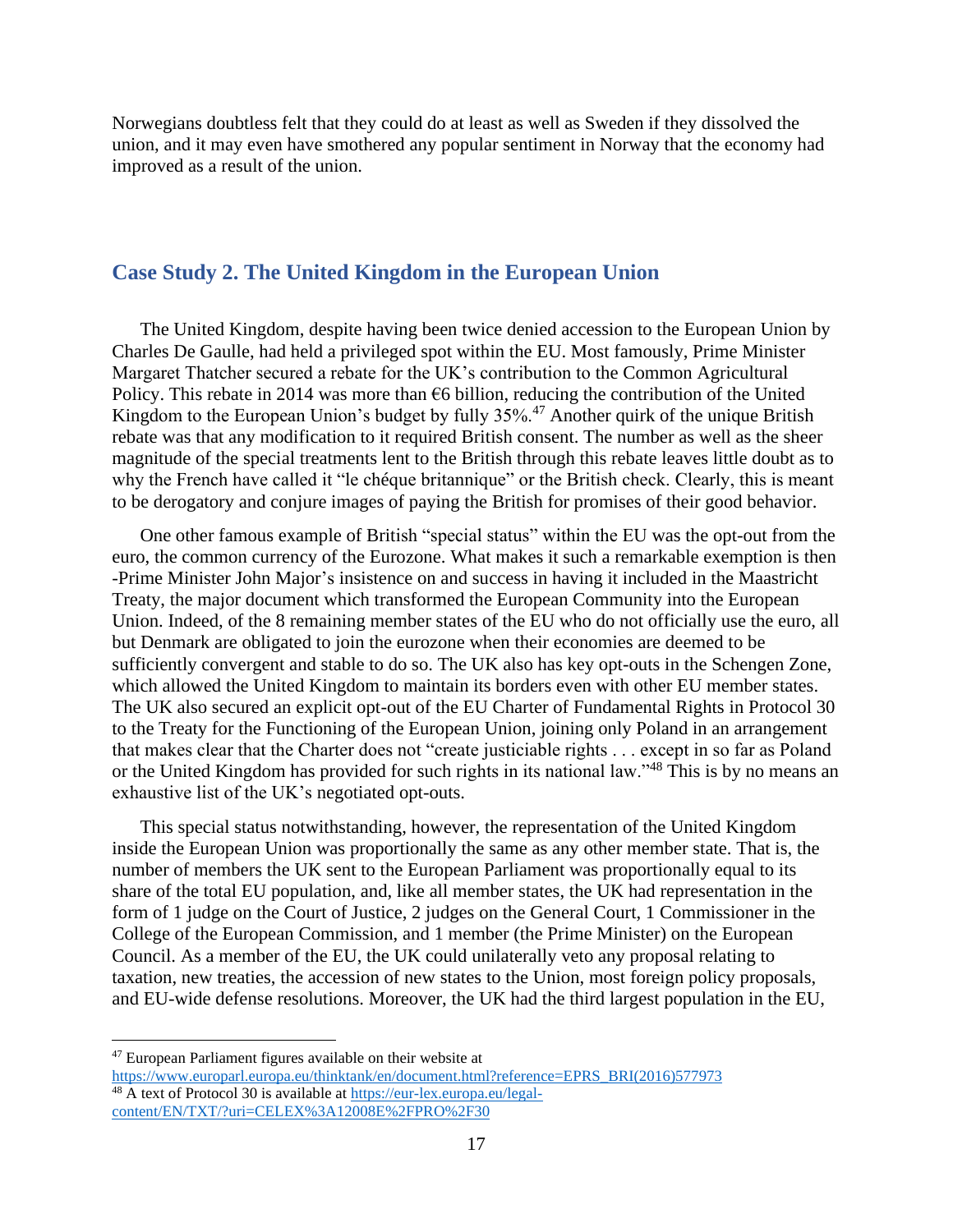Norwegians doubtless felt that they could do at least as well as Sweden if they dissolved the union, and it may even have smothered any popular sentiment in Norway that the economy had improved as a result of the union.

## Case Study 2. The United Kingdom in the European Union

The United Kingdom, despite having been twice denied accession to the European Union by Charles De Gaulle, had held a privileged spot within the EU. Most famously, Prime Minister Margaret Thatcher secured a rebate for the UK's contribution to the Common Agricultural Policy. This rebate in 2014 was more than €6 billion, reducing the contribution of the United Kingdom to the European Union's budget by fully 35%.[47] Another quirk of the unique British rebate was that any modification to it required British consent. The number as well as the sheer magnitude of the special treatments lent to the British through this rebate leaves little doubt as to why the French have called it "le chéque britannique" or the British check. Clearly, this is meant to be derogatory and conjure images of paying the British for promises of their good behavior.

One other famous example of British "special status" within the EU was the opt-out from the euro, the common currency of the Eurozone. What makes it such a remarkable exemption is then -Prime Minister John Major's insistence on and success in having it included in the Maastricht Treaty, the major document which transformed the European Community into the European Union. Indeed, of the 8 remaining member states of the EU who do not officially use the euro, all but Denmark are obligated to join the eurozone when their economies are deemed to be sufficiently convergent and stable to do so. The UK also has key opt-outs in the Schengen Zone, which allowed the United Kingdom to maintain its borders even with other EU member states. The UK also secured an explicit opt-out of the EU Charter of Fundamental Rights in Protocol 30 to the Treaty for the Functioning of the European Union, joining only Poland in an arrangement that makes clear that the Charter does not "create justiciable rights . . . except in so far as Poland or the United Kingdom has provided for such rights in its national law."[48] This is by no means an exhaustive list of the UK's negotiated opt-outs.

This special status notwithstanding, however, the representation of the United Kingdom inside the European Union was proportionally the same as any other member state. That is, the number of members the UK sent to the European Parliament was proportionally equal to its share of the total EU population, and, like all member states, the UK had representation in the form of 1 judge on the Court of Justice, 2 judges on the General Court, 1 Commissioner in the College of the European Commission, and 1 member (the Prime Minister) on the European Council. As a member of the EU, the UK could unilaterally veto any proposal relating to taxation, new treaties, the accession of new states to the Union, most foreign policy proposals, and EU-wide defense resolutions. Moreover, the UK had the third largest population in the EU,

---

[47] European Parliament figures available on their website at https://www.europarl.europa.eu/thinktank/en/document.html?reference=EPRS_BRI(2016)577973

[48] A text of Protocol 30 is available at https://eur-lex.europa.eu/legal-content/EN/TXT/?uri=CELEX%3A12008E%2FPRO%2F30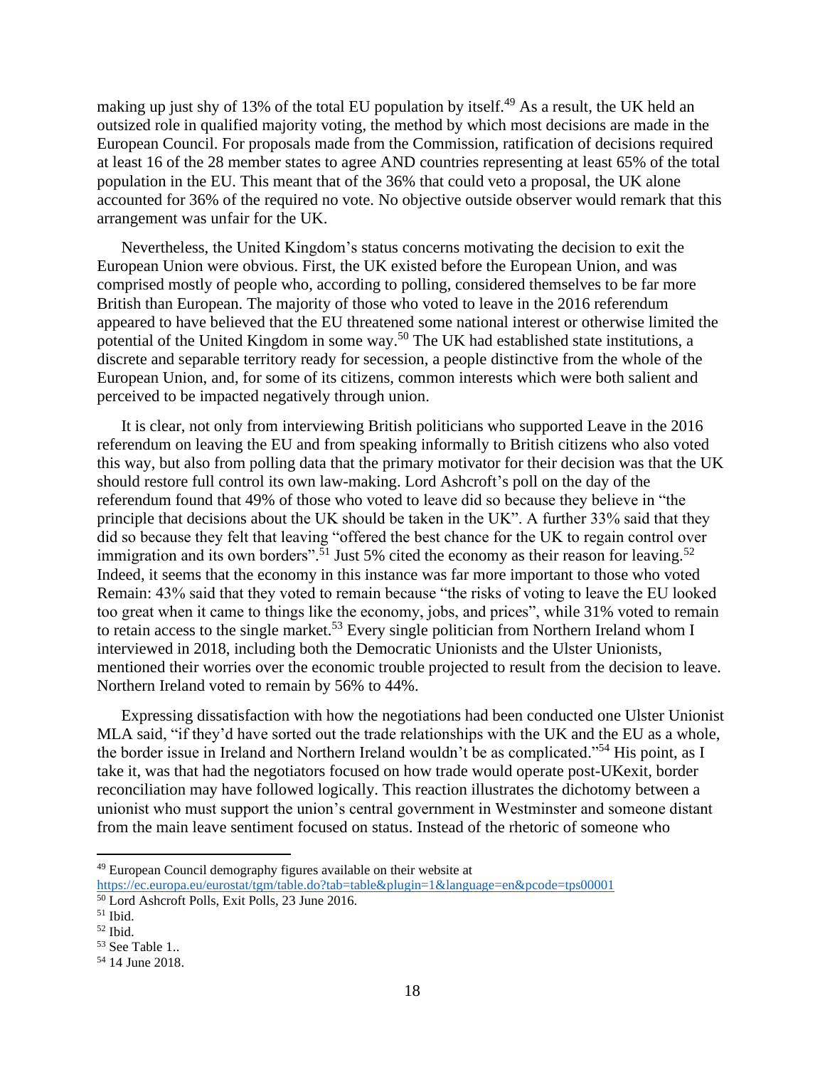making up just shy of 13% of the total EU population by itself.[49] As a result, the UK held an outsized role in qualified majority voting, the method by which most decisions are made in the European Council. For proposals made from the Commission, ratification of decisions required at least 16 of the 28 member states to agree AND countries representing at least 65% of the total population in the EU. This meant that of the 36% that could veto a proposal, the UK alone accounted for 36% of the required no vote. No objective outside observer would remark that this arrangement was unfair for the UK.

Nevertheless, the United Kingdom's status concerns motivating the decision to exit the European Union were obvious. First, the UK existed before the European Union, and was comprised mostly of people who, according to polling, considered themselves to be far more British than European. The majority of those who voted to leave in the 2016 referendum appeared to have believed that the EU threatened some national interest or otherwise limited the potential of the United Kingdom in some way.[50] The UK had established state institutions, a discrete and separable territory ready for secession, a people distinctive from the whole of the European Union, and, for some of its citizens, common interests which were both salient and perceived to be impacted negatively through union.

It is clear, not only from interviewing British politicians who supported Leave in the 2016 referendum on leaving the EU and from speaking informally to British citizens who also voted this way, but also from polling data that the primary motivator for their decision was that the UK should restore full control its own law-making. Lord Ashcroft's poll on the day of the referendum found that 49% of those who voted to leave did so because they believe in "the principle that decisions about the UK should be taken in the UK". A further 33% said that they did so because they felt that leaving "offered the best chance for the UK to regain control over immigration and its own borders".[51] Just 5% cited the economy as their reason for leaving.[52] Indeed, it seems that the economy in this instance was far more important to those who voted Remain: 43% said that they voted to remain because "the risks of voting to leave the EU looked too great when it came to things like the economy, jobs, and prices", while 31% voted to remain to retain access to the single market.[53] Every single politician from Northern Ireland whom I interviewed in 2018, including both the Democratic Unionists and the Ulster Unionists, mentioned their worries over the economic trouble projected to result from the decision to leave. Northern Ireland voted to remain by 56% to 44%.

Expressing dissatisfaction with how the negotiations had been conducted one Ulster Unionist MLA said, "if they'd have sorted out the trade relationships with the UK and the EU as a whole, the border issue in Ireland and Northern Ireland wouldn't be as complicated."[54] His point, as I take it, was that had the negotiators focused on how trade would operate post-UKexit, border reconciliation may have followed logically. This reaction illustrates the dichotomy between a unionist who must support the union's central government in Westminster and someone distant from the main leave sentiment focused on status. Instead of the rhetoric of someone who

---

[49] European Council demography figures available on their website at https://ec.europa.eu/eurostat/tgm/table.do?tab=table&plugin=1&language=en&pcode=tps00001

[50] Lord Ashcroft Polls, Exit Polls, 23 June 2016.

[51] Ibid.

[52] Ibid.

[53] See Table 1..

[54] 14 June 2018.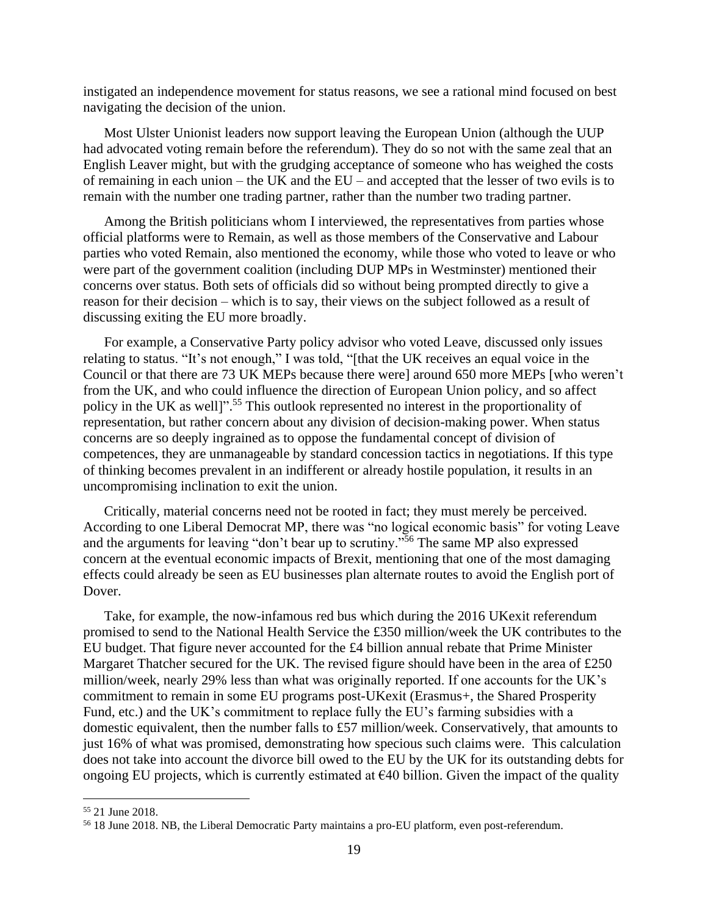instigated an independence movement for status reasons, we see a rational mind focused on best navigating the decision of the union.

Most Ulster Unionist leaders now support leaving the European Union (although the UUP had advocated voting remain before the referendum). They do so not with the same zeal that an English Leaver might, but with the grudging acceptance of someone who has weighed the costs of remaining in each union – the UK and the EU – and accepted that the lesser of two evils is to remain with the number one trading partner, rather than the number two trading partner.

Among the British politicians whom I interviewed, the representatives from parties whose official platforms were to Remain, as well as those members of the Conservative and Labour parties who voted Remain, also mentioned the economy, while those who voted to leave or who were part of the government coalition (including DUP MPs in Westminster) mentioned their concerns over status. Both sets of officials did so without being prompted directly to give a reason for their decision – which is to say, their views on the subject followed as a result of discussing exiting the EU more broadly.

For example, a Conservative Party policy advisor who voted Leave, discussed only issues relating to status. "It's not enough," I was told, "[that the UK receives an equal voice in the Council or that there are 73 UK MEPs because there were] around 650 more MEPs [who weren't from the UK, and who could influence the direction of European Union policy, and so affect policy in the UK as well]".[55] This outlook represented no interest in the proportionality of representation, but rather concern about any division of decision-making power. When status concerns are so deeply ingrained as to oppose the fundamental concept of division of competences, they are unmanageable by standard concession tactics in negotiations. If this type of thinking becomes prevalent in an indifferent or already hostile population, it results in an uncompromising inclination to exit the union.

Critically, material concerns need not be rooted in fact; they must merely be perceived. According to one Liberal Democrat MP, there was "no logical economic basis" for voting Leave and the arguments for leaving "don't bear up to scrutiny."[56] The same MP also expressed concern at the eventual economic impacts of Brexit, mentioning that one of the most damaging effects could already be seen as EU businesses plan alternate routes to avoid the English port of Dover.

Take, for example, the now-infamous red bus which during the 2016 UKexit referendum promised to send to the National Health Service the £350 million/week the UK contributes to the EU budget. That figure never accounted for the £4 billion annual rebate that Prime Minister Margaret Thatcher secured for the UK. The revised figure should have been in the area of £250 million/week, nearly 29% less than what was originally reported. If one accounts for the UK's commitment to remain in some EU programs post-UKexit (Erasmus+, the Shared Prosperity Fund, etc.) and the UK's commitment to replace fully the EU's farming subsidies with a domestic equivalent, then the number falls to £57 million/week. Conservatively, that amounts to just 16% of what was promised, demonstrating how specious such claims were. This calculation does not take into account the divorce bill owed to the EU by the UK for its outstanding debts for ongoing EU projects, which is currently estimated at €40 billion. Given the impact of the quality

---

[55] 21 June 2018.

[56] 18 June 2018. NB, the Liberal Democratic Party maintains a pro-EU platform, even post-referendum.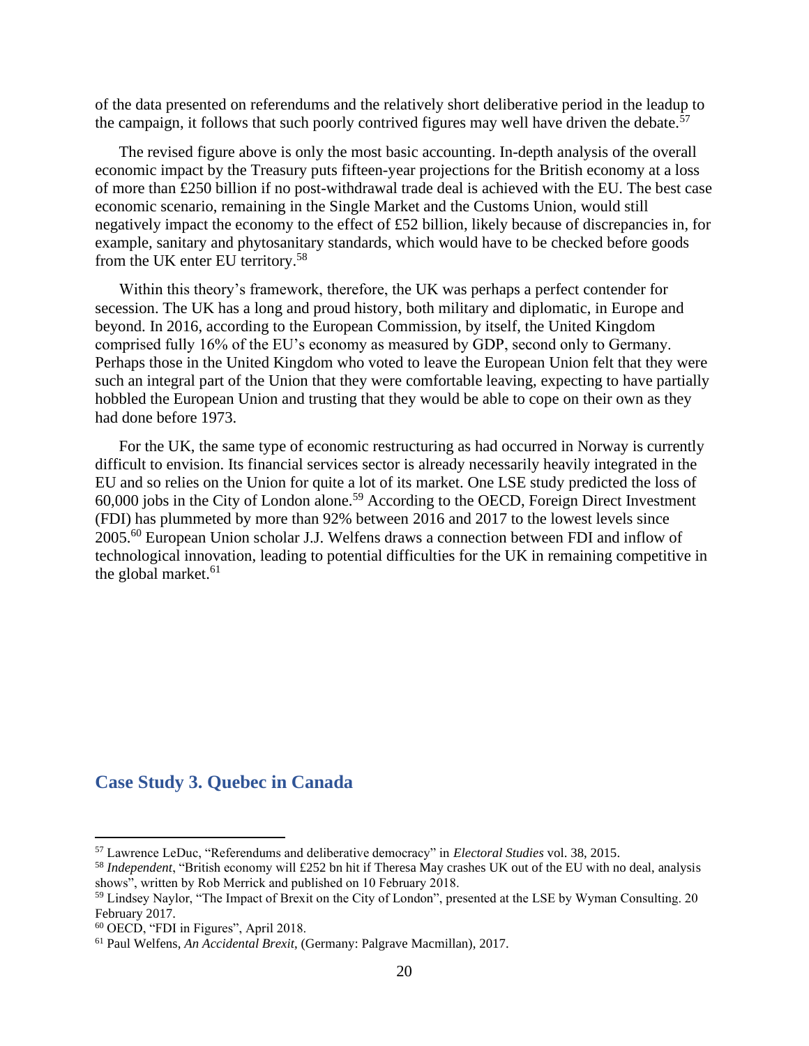of the data presented on referendums and the relatively short deliberative period in the leadup to the campaign, it follows that such poorly contrived figures may well have driven the debate.[57]

The revised figure above is only the most basic accounting. In-depth analysis of the overall economic impact by the Treasury puts fifteen-year projections for the British economy at a loss of more than £250 billion if no post-withdrawal trade deal is achieved with the EU. The best case economic scenario, remaining in the Single Market and the Customs Union, would still negatively impact the economy to the effect of £52 billion, likely because of discrepancies in, for example, sanitary and phytosanitary standards, which would have to be checked before goods from the UK enter EU territory.[58]

Within this theory's framework, therefore, the UK was perhaps a perfect contender for secession. The UK has a long and proud history, both military and diplomatic, in Europe and beyond. In 2016, according to the European Commission, by itself, the United Kingdom comprised fully 16% of the EU's economy as measured by GDP, second only to Germany. Perhaps those in the United Kingdom who voted to leave the European Union felt that they were such an integral part of the Union that they were comfortable leaving, expecting to have partially hobbled the European Union and trusting that they would be able to cope on their own as they had done before 1973.

For the UK, the same type of economic restructuring as had occurred in Norway is currently difficult to envision. Its financial services sector is already necessarily heavily integrated in the EU and so relies on the Union for quite a lot of its market. One LSE study predicted the loss of 60,000 jobs in the City of London alone.[59] According to the OECD, Foreign Direct Investment (FDI) has plummeted by more than 92% between 2016 and 2017 to the lowest levels since 2005.[60] European Union scholar J.J. Welfens draws a connection between FDI and inflow of technological innovation, leading to potential difficulties for the UK in remaining competitive in the global market.[61]

## Case Study 3. Quebec in Canada

---

[57] Lawrence LeDuc, "Referendums and deliberative democracy" in *Electoral Studies* vol. 38, 2015.

[58] *Independent*, "British economy will £252 bn hit if Theresa May crashes UK out of the EU with no deal, analysis shows", written by Rob Merrick and published on 10 February 2018.

[59] Lindsey Naylor, "The Impact of Brexit on the City of London", presented at the LSE by Wyman Consulting. 20 February 2017.

[60] OECD, "FDI in Figures", April 2018.

[61] Paul Welfens, *An Accidental Brexit*, (Germany: Palgrave Macmillan), 2017.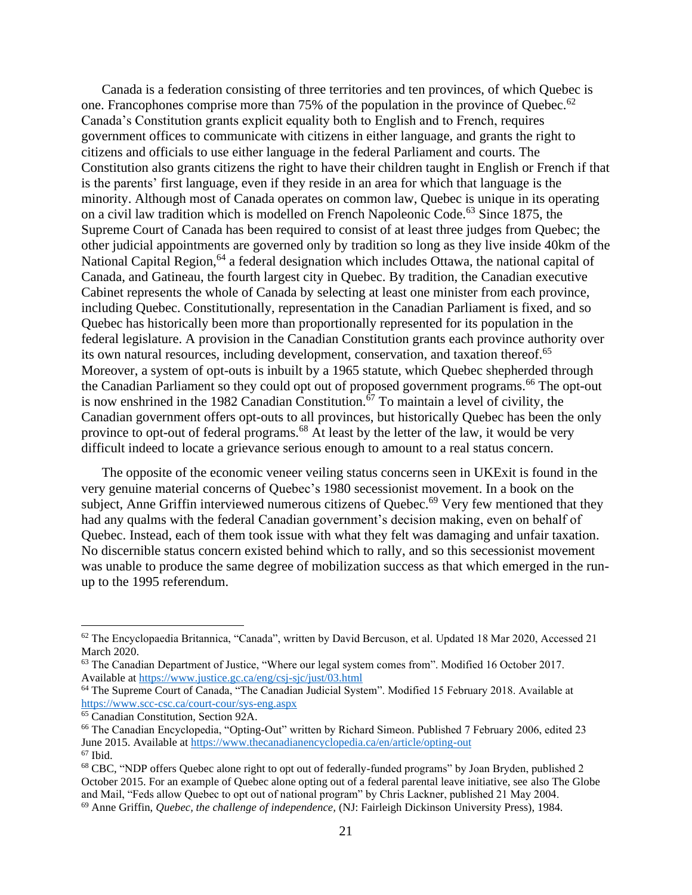Canada is a federation consisting of three territories and ten provinces, of which Quebec is one. Francophones comprise more than 75% of the population in the province of Quebec.[62] Canada's Constitution grants explicit equality both to English and to French, requires government offices to communicate with citizens in either language, and grants the right to citizens and officials to use either language in the federal Parliament and courts. The Constitution also grants citizens the right to have their children taught in English or French if that is the parents' first language, even if they reside in an area for which that language is the minority. Although most of Canada operates on common law, Quebec is unique in its operating on a civil law tradition which is modelled on French Napoleonic Code.[63] Since 1875, the Supreme Court of Canada has been required to consist of at least three judges from Quebec; the other judicial appointments are governed only by tradition so long as they live inside 40km of the National Capital Region,[64] a federal designation which includes Ottawa, the national capital of Canada, and Gatineau, the fourth largest city in Quebec. By tradition, the Canadian executive Cabinet represents the whole of Canada by selecting at least one minister from each province, including Quebec. Constitutionally, representation in the Canadian Parliament is fixed, and so Quebec has historically been more than proportionally represented for its population in the federal legislature. A provision in the Canadian Constitution grants each province authority over its own natural resources, including development, conservation, and taxation thereof.[65] Moreover, a system of opt-outs is inbuilt by a 1965 statute, which Quebec shepherded through the Canadian Parliament so they could opt out of proposed government programs.[66] The opt-out is now enshrined in the 1982 Canadian Constitution.[67] To maintain a level of civility, the Canadian government offers opt-outs to all provinces, but historically Quebec has been the only province to opt-out of federal programs.[68] At least by the letter of the law, it would be very difficult indeed to locate a grievance serious enough to amount to a real status concern.

The opposite of the economic veneer veiling status concerns seen in UKExit is found in the very genuine material concerns of Quebec's 1980 secessionist movement. In a book on the subject, Anne Griffin interviewed numerous citizens of Quebec.[69] Very few mentioned that they had any qualms with the federal Canadian government's decision making, even on behalf of Quebec. Instead, each of them took issue with what they felt was damaging and unfair taxation. No discernible status concern existed behind which to rally, and so this secessionist movement was unable to produce the same degree of mobilization success as that which emerged in the run-up to the 1995 referendum.

---

[62] The Encyclopaedia Britannica, "Canada", written by David Bercuson, et al. Updated 18 Mar 2020, Accessed 21 March 2020.

[63] The Canadian Department of Justice, "Where our legal system comes from". Modified 16 October 2017. Available at https://www.justice.gc.ca/eng/csj-sjc/just/03.html

[64] The Supreme Court of Canada, "The Canadian Judicial System". Modified 15 February 2018. Available at https://www.scc-csc.ca/court-cour/sys-eng.aspx

[65] Canadian Constitution, Section 92A.

[66] The Canadian Encyclopedia, "Opting-Out" written by Richard Simeon. Published 7 February 2006, edited 23 June 2015. Available at https://www.thecanadianencyclopedia.ca/en/article/opting-out

[67] Ibid.

[68] CBC, "NDP offers Quebec alone right to opt out of federally-funded programs" by Joan Bryden, published 2 October 2015. For an example of Quebec alone opting out of a federal parental leave initiative, see also The Globe and Mail, "Feds allow Quebec to opt out of national program" by Chris Lackner, published 21 May 2004.

[69] Anne Griffin, *Quebec, the challenge of independence,* (NJ: Fairleigh Dickinson University Press), 1984.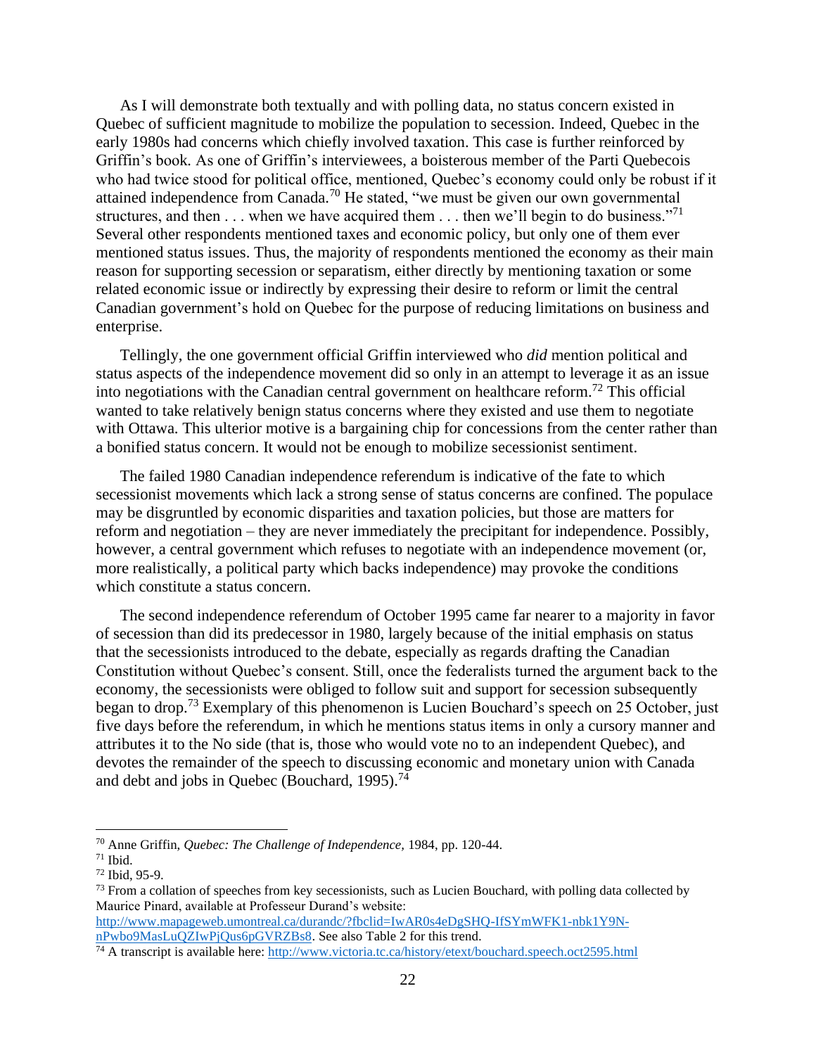As I will demonstrate both textually and with polling data, no status concern existed in Quebec of sufficient magnitude to mobilize the population to secession. Indeed, Quebec in the early 1980s had concerns which chiefly involved taxation. This case is further reinforced by Griffin's book. As one of Griffin's interviewees, a boisterous member of the Parti Quebecois who had twice stood for political office, mentioned, Quebec's economy could only be robust if it attained independence from Canada.[70] He stated, "we must be given our own governmental structures, and then . . . when we have acquired them . . . then we'll begin to do business."[71] Several other respondents mentioned taxes and economic policy, but only one of them ever mentioned status issues. Thus, the majority of respondents mentioned the economy as their main reason for supporting secession or separatism, either directly by mentioning taxation or some related economic issue or indirectly by expressing their desire to reform or limit the central Canadian government's hold on Quebec for the purpose of reducing limitations on business and enterprise.

Tellingly, the one government official Griffin interviewed who *did* mention political and status aspects of the independence movement did so only in an attempt to leverage it as an issue into negotiations with the Canadian central government on healthcare reform.[72] This official wanted to take relatively benign status concerns where they existed and use them to negotiate with Ottawa. This ulterior motive is a bargaining chip for concessions from the center rather than a bonified status concern. It would not be enough to mobilize secessionist sentiment.

The failed 1980 Canadian independence referendum is indicative of the fate to which secessionist movements which lack a strong sense of status concerns are confined. The populace may be disgruntled by economic disparities and taxation policies, but those are matters for reform and negotiation – they are never immediately the precipitant for independence. Possibly, however, a central government which refuses to negotiate with an independence movement (or, more realistically, a political party which backs independence) may provoke the conditions which constitute a status concern.

The second independence referendum of October 1995 came far nearer to a majority in favor of secession than did its predecessor in 1980, largely because of the initial emphasis on status that the secessionists introduced to the debate, especially as regards drafting the Canadian Constitution without Quebec's consent. Still, once the federalists turned the argument back to the economy, the secessionists were obliged to follow suit and support for secession subsequently began to drop.[73] Exemplary of this phenomenon is Lucien Bouchard's speech on 25 October, just five days before the referendum, in which he mentions status items in only a cursory manner and attributes it to the No side (that is, those who would vote no to an independent Quebec), and devotes the remainder of the speech to discussing economic and monetary union with Canada and debt and jobs in Quebec (Bouchard, 1995).[74]

---

[70] Anne Griffin, *Quebec: The Challenge of Independence,* 1984, pp. 120-44.

[71] Ibid.

[72] Ibid, 95-9.

[73] From a collation of speeches from key secessionists, such as Lucien Bouchard, with polling data collected by Maurice Pinard, available at Professeur Durand's website: http://www.mapageweb.umontreal.ca/durandc/?fbclid=IwAR0s4eDgSHQ-IfSYmWFK1-nbk1Y9N-nPwbo9MasLuQZIwPjQus6pGVRZBs8. See also Table 2 for this trend.

[74] A transcript is available here: http://www.victoria.tc.ca/history/etext/bouchard.speech.oct2595.html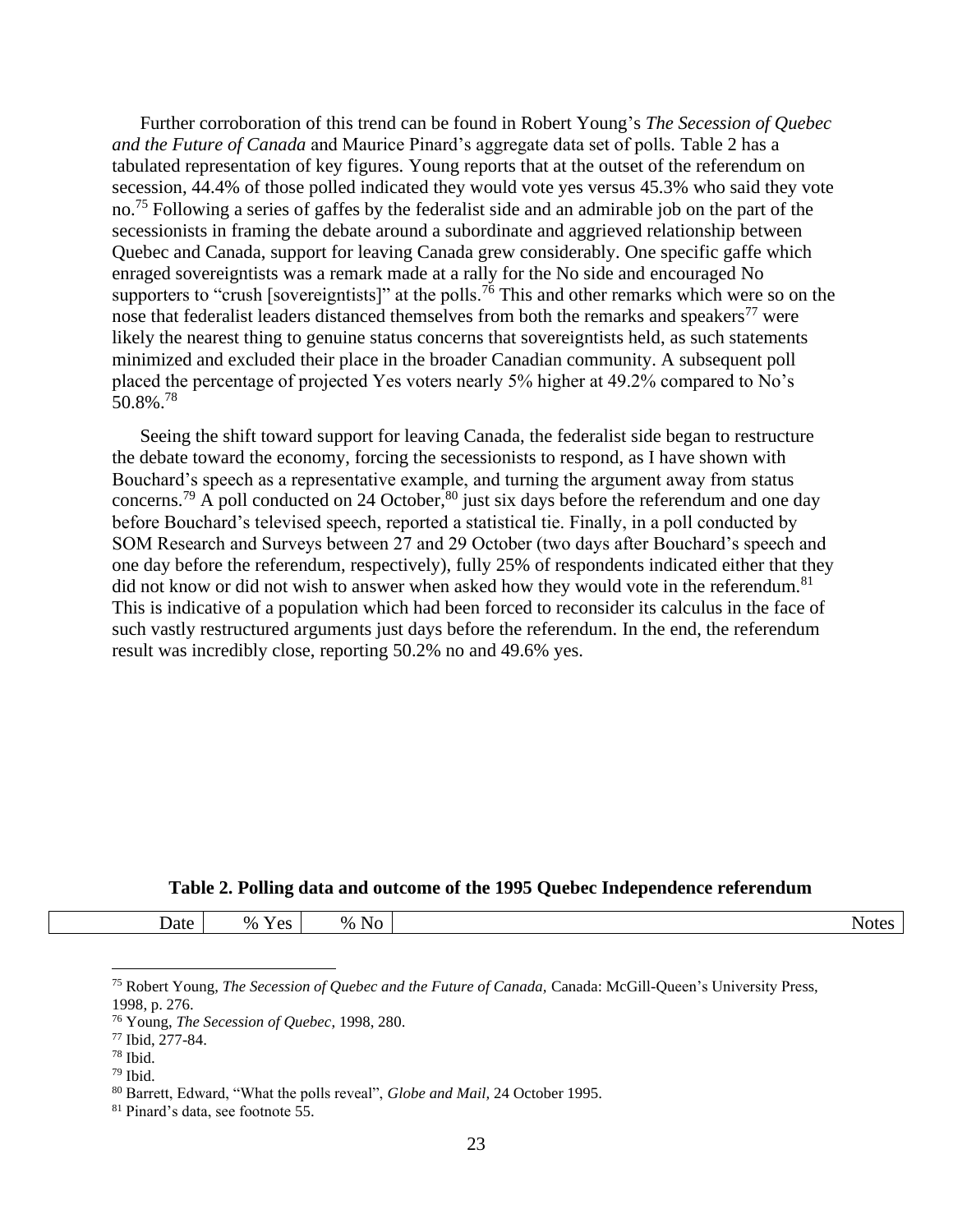Further corroboration of this trend can be found in Robert Young's *The Secession of Quebec and the Future of Canada* and Maurice Pinard's aggregate data set of polls. Table 2 has a tabulated representation of key figures. Young reports that at the outset of the referendum on secession, 44.4% of those polled indicated they would vote yes versus 45.3% who said they vote no.[75] Following a series of gaffes by the federalist side and an admirable job on the part of the secessionists in framing the debate around a subordinate and aggrieved relationship between Quebec and Canada, support for leaving Canada grew considerably. One specific gaffe which enraged sovereigntists was a remark made at a rally for the No side and encouraged No supporters to "crush [sovereigntists]" at the polls.[76] This and other remarks which were so on the nose that federalist leaders distanced themselves from both the remarks and speakers[77] were likely the nearest thing to genuine status concerns that sovereigntists held, as such statements minimized and excluded their place in the broader Canadian community. A subsequent poll placed the percentage of projected Yes voters nearly 5% higher at 49.2% compared to No's 50.8%.[78]

Seeing the shift toward support for leaving Canada, the federalist side began to restructure the debate toward the economy, forcing the secessionists to respond, as I have shown with Bouchard's speech as a representative example, and turning the argument away from status concerns.[79] A poll conducted on 24 October,[80] just six days before the referendum and one day before Bouchard's televised speech, reported a statistical tie. Finally, in a poll conducted by SOM Research and Surveys between 27 and 29 October (two days after Bouchard's speech and one day before the referendum, respectively), fully 25% of respondents indicated either that they did not know or did not wish to answer when asked how they would vote in the referendum.[81] This is indicative of a population which had been forced to reconsider its calculus in the face of such vastly restructured arguments just days before the referendum. In the end, the referendum result was incredibly close, reporting 50.2% no and 49.6% yes.

**Table 2. Polling data and outcome of the 1995 Quebec Independence referendum**

| Date | % Yes | % No | Notes |
|---|---|---|---|

---

[75] Robert Young, *The Secession of Quebec and the Future of Canada,* Canada: McGill-Queen's University Press, 1998, p. 276.

[76] Young, *The Secession of Quebec*, 1998, 280.

[77] Ibid, 277-84.

[78] Ibid.

[79] Ibid.

[80] Barrett, Edward, "What the polls reveal", *Globe and Mail,* 24 October 1995.

[81] Pinard's data, see footnote 55.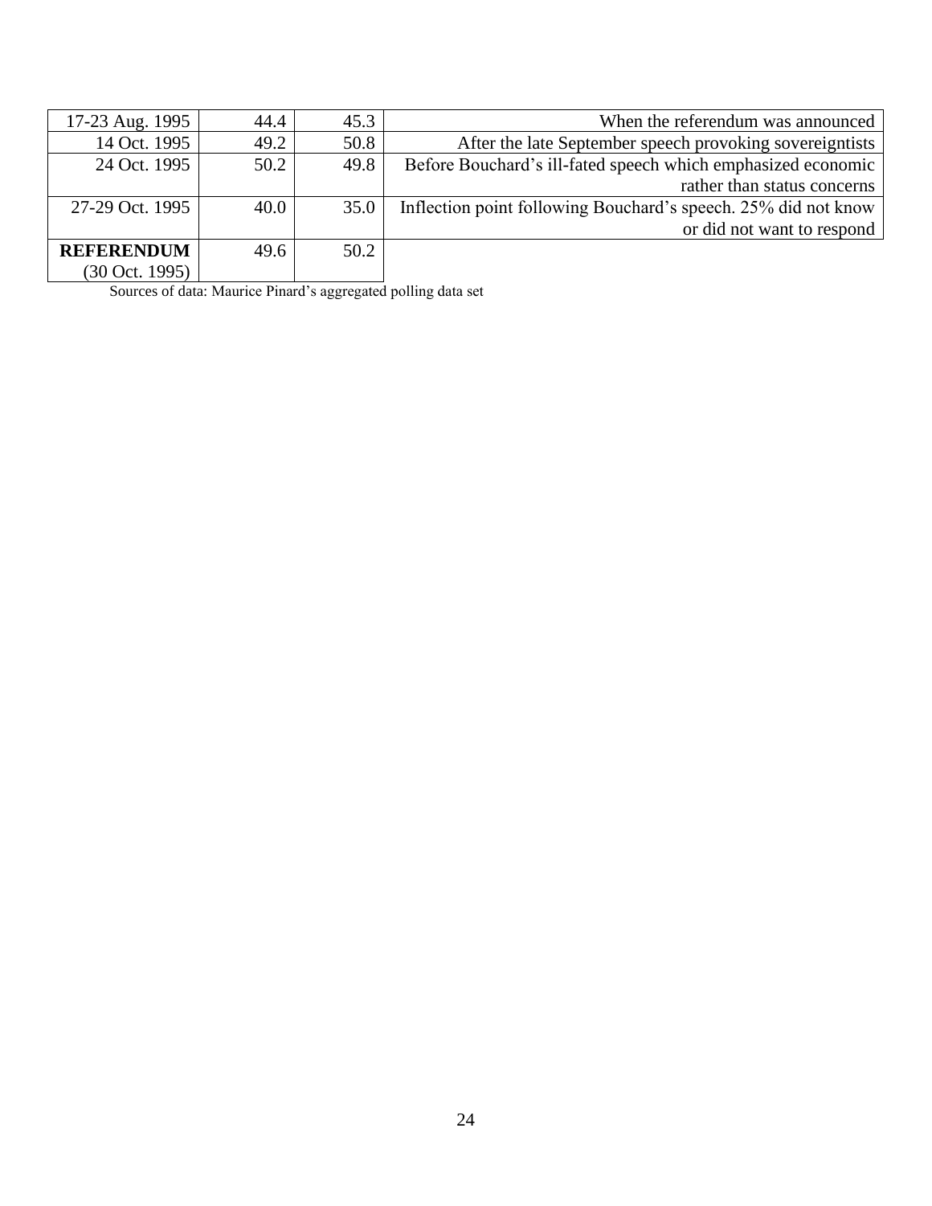| | | | |
|---|---|---|---|
| 17-23 Aug. 1995 | 44.4 | 45.3 | When the referendum was announced |
| 14 Oct. 1995 | 49.2 | 50.8 | After the late September speech provoking sovereigntists |
| 24 Oct. 1995 | 50.2 | 49.8 | Before Bouchard's ill-fated speech which emphasized economic rather than status concerns |
| 27-29 Oct. 1995 | 40.0 | 35.0 | Inflection point following Bouchard's speech. 25% did not know or did not want to respond |
| **REFERENDUM** (30 Oct. 1995) | 49.6 | 50.2 | |

Sources of data: Maurice Pinard's aggregated polling data set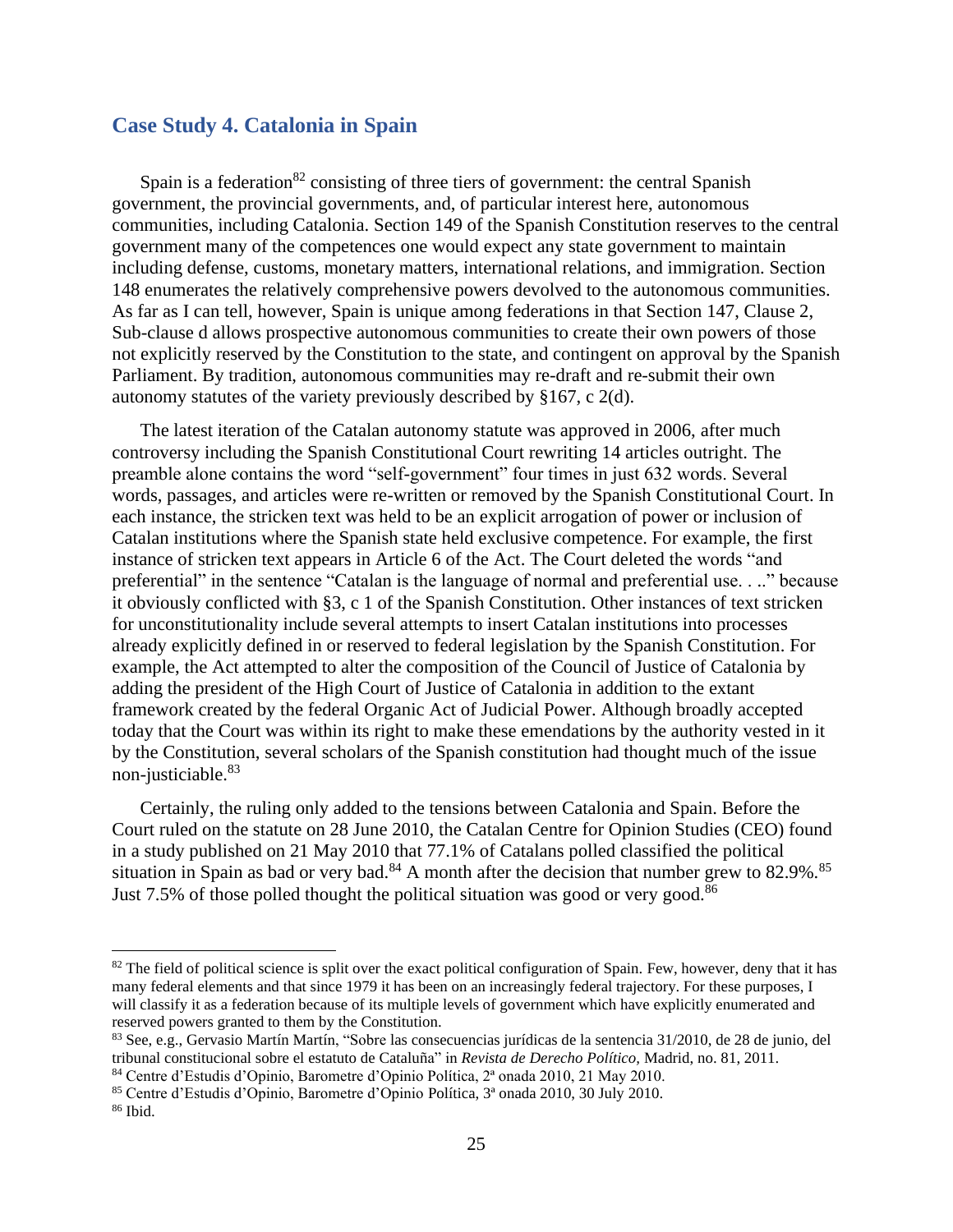## Case Study 4. Catalonia in Spain

Spain is a federation[82] consisting of three tiers of government: the central Spanish government, the provincial governments, and, of particular interest here, autonomous communities, including Catalonia. Section 149 of the Spanish Constitution reserves to the central government many of the competences one would expect any state government to maintain including defense, customs, monetary matters, international relations, and immigration. Section 148 enumerates the relatively comprehensive powers devolved to the autonomous communities. As far as I can tell, however, Spain is unique among federations in that Section 147, Clause 2, Sub-clause d allows prospective autonomous communities to create their own powers of those not explicitly reserved by the Constitution to the state, and contingent on approval by the Spanish Parliament. By tradition, autonomous communities may re-draft and re-submit their own autonomy statutes of the variety previously described by §167, c 2(d).

The latest iteration of the Catalan autonomy statute was approved in 2006, after much controversy including the Spanish Constitutional Court rewriting 14 articles outright. The preamble alone contains the word "self-government" four times in just 632 words. Several words, passages, and articles were re-written or removed by the Spanish Constitutional Court. In each instance, the stricken text was held to be an explicit arrogation of power or inclusion of Catalan institutions where the Spanish state held exclusive competence. For example, the first instance of stricken text appears in Article 6 of the Act. The Court deleted the words "and preferential" in the sentence "Catalan is the language of normal and preferential use. . .." because it obviously conflicted with §3, c 1 of the Spanish Constitution. Other instances of text stricken for unconstitutionality include several attempts to insert Catalan institutions into processes already explicitly defined in or reserved to federal legislation by the Spanish Constitution. For example, the Act attempted to alter the composition of the Council of Justice of Catalonia by adding the president of the High Court of Justice of Catalonia in addition to the extant framework created by the federal Organic Act of Judicial Power. Although broadly accepted today that the Court was within its right to make these emendations by the authority vested in it by the Constitution, several scholars of the Spanish constitution had thought much of the issue non-justiciable.[83]

Certainly, the ruling only added to the tensions between Catalonia and Spain. Before the Court ruled on the statute on 28 June 2010, the Catalan Centre for Opinion Studies (CEO) found in a study published on 21 May 2010 that 77.1% of Catalans polled classified the political situation in Spain as bad or very bad.[84] A month after the decision that number grew to 82.9%.[85] Just 7.5% of those polled thought the political situation was good or very good.[86]

---

[82] The field of political science is split over the exact political configuration of Spain. Few, however, deny that it has many federal elements and that since 1979 it has been on an increasingly federal trajectory. For these purposes, I will classify it as a federation because of its multiple levels of government which have explicitly enumerated and reserved powers granted to them by the Constitution.

[83] See, e.g., Gervasio Martín Martín, "Sobre las consecuencias jurídicas de la sentencia 31/2010, de 28 de junio, del tribunal constitucional sobre el estatuto de Cataluña" in *Revista de Derecho Político,* Madrid, no. 81, 2011.

[84] Centre d'Estudis d'Opinio, Barometre d'Opinio Política, 2ª onada 2010, 21 May 2010.

[85] Centre d'Estudis d'Opinio, Barometre d'Opinio Política, 3ª onada 2010, 30 July 2010.

[86] Ibid.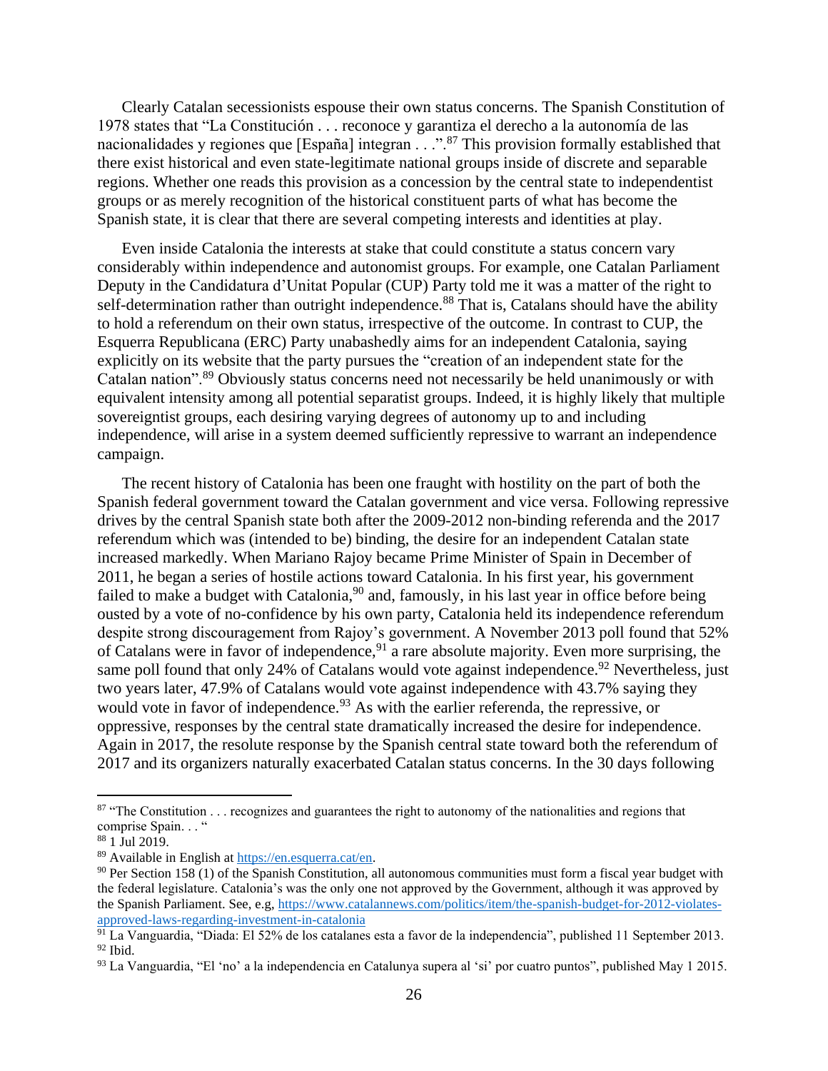Clearly Catalan secessionists espouse their own status concerns. The Spanish Constitution of 1978 states that "La Constitución . . . reconoce y garantiza el derecho a la autonomía de las nacionalidades y regiones que [España] integran . . .".[87] This provision formally established that there exist historical and even state-legitimate national groups inside of discrete and separable regions. Whether one reads this provision as a concession by the central state to independentist groups or as merely recognition of the historical constituent parts of what has become the Spanish state, it is clear that there are several competing interests and identities at play.

Even inside Catalonia the interests at stake that could constitute a status concern vary considerably within independence and autonomist groups. For example, one Catalan Parliament Deputy in the Candidatura d'Unitat Popular (CUP) Party told me it was a matter of the right to self-determination rather than outright independence.[88] That is, Catalans should have the ability to hold a referendum on their own status, irrespective of the outcome. In contrast to CUP, the Esquerra Republicana (ERC) Party unabashedly aims for an independent Catalonia, saying explicitly on its website that the party pursues the "creation of an independent state for the Catalan nation".[89] Obviously status concerns need not necessarily be held unanimously or with equivalent intensity among all potential separatist groups. Indeed, it is highly likely that multiple sovereigntist groups, each desiring varying degrees of autonomy up to and including independence, will arise in a system deemed sufficiently repressive to warrant an independence campaign.

The recent history of Catalonia has been one fraught with hostility on the part of both the Spanish federal government toward the Catalan government and vice versa. Following repressive drives by the central Spanish state both after the 2009-2012 non-binding referenda and the 2017 referendum which was (intended to be) binding, the desire for an independent Catalan state increased markedly. When Mariano Rajoy became Prime Minister of Spain in December of 2011, he began a series of hostile actions toward Catalonia. In his first year, his government failed to make a budget with Catalonia,[90] and, famously, in his last year in office before being ousted by a vote of no-confidence by his own party, Catalonia held its independence referendum despite strong discouragement from Rajoy's government. A November 2013 poll found that 52% of Catalans were in favor of independence,[91] a rare absolute majority. Even more surprising, the same poll found that only 24% of Catalans would vote against independence.[92] Nevertheless, just two years later, 47.9% of Catalans would vote against independence with 43.7% saying they would vote in favor of independence.[93] As with the earlier referenda, the repressive, or oppressive, responses by the central state dramatically increased the desire for independence. Again in 2017, the resolute response by the Spanish central state toward both the referendum of 2017 and its organizers naturally exacerbated Catalan status concerns. In the 30 days following

---

[87] "The Constitution . . . recognizes and guarantees the right to autonomy of the nationalities and regions that comprise Spain. . . "

[88] 1 Jul 2019.

[89] Available in English at https://en.esquerra.cat/en.

[90] Per Section 158 (1) of the Spanish Constitution, all autonomous communities must form a fiscal year budget with the federal legislature. Catalonia's was the only one not approved by the Government, although it was approved by the Spanish Parliament. See, e.g, https://www.catalannews.com/politics/item/the-spanish-budget-for-2012-violates-approved-laws-regarding-investment-in-catalonia

[91] La Vanguardia, "Diada: El 52% de los catalanes esta a favor de la independencia", published 11 September 2013.

[92] Ibid.

[93] La Vanguardia, "El 'no' a la independencia en Catalunya supera al 'si' por cuatro puntos", published May 1 2015.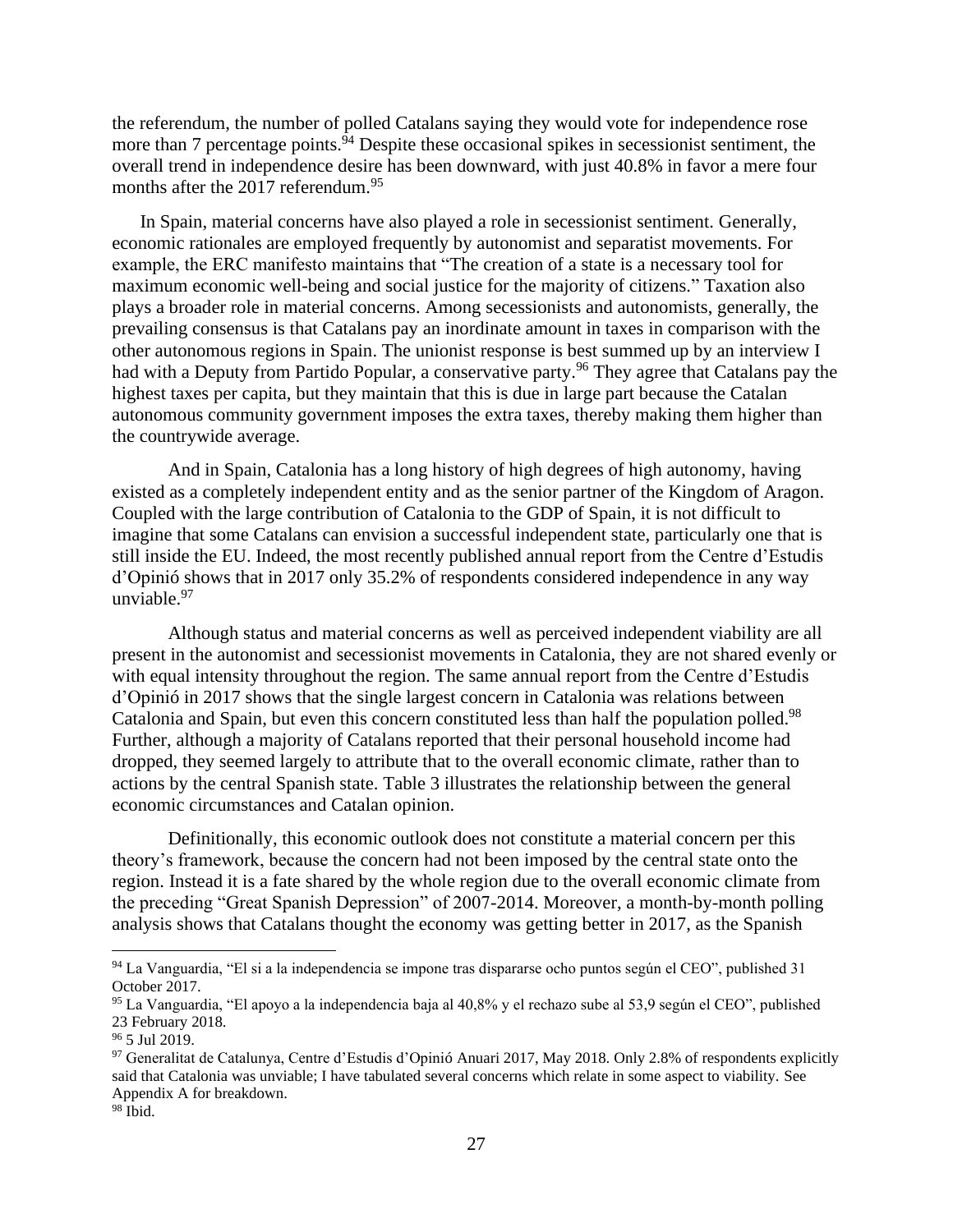the referendum, the number of polled Catalans saying they would vote for independence rose more than 7 percentage points.[94] Despite these occasional spikes in secessionist sentiment, the overall trend in independence desire has been downward, with just 40.8% in favor a mere four months after the 2017 referendum.[95]

In Spain, material concerns have also played a role in secessionist sentiment. Generally, economic rationales are employed frequently by autonomist and separatist movements. For example, the ERC manifesto maintains that "The creation of a state is a necessary tool for maximum economic well-being and social justice for the majority of citizens." Taxation also plays a broader role in material concerns. Among secessionists and autonomists, generally, the prevailing consensus is that Catalans pay an inordinate amount in taxes in comparison with the other autonomous regions in Spain. The unionist response is best summed up by an interview I had with a Deputy from Partido Popular, a conservative party.[96] They agree that Catalans pay the highest taxes per capita, but they maintain that this is due in large part because the Catalan autonomous community government imposes the extra taxes, thereby making them higher than the countrywide average.

And in Spain, Catalonia has a long history of high degrees of high autonomy, having existed as a completely independent entity and as the senior partner of the Kingdom of Aragon. Coupled with the large contribution of Catalonia to the GDP of Spain, it is not difficult to imagine that some Catalans can envision a successful independent state, particularly one that is still inside the EU. Indeed, the most recently published annual report from the Centre d'Estudis d'Opinió shows that in 2017 only 35.2% of respondents considered independence in any way unviable.[97]

Although status and material concerns as well as perceived independent viability are all present in the autonomist and secessionist movements in Catalonia, they are not shared evenly or with equal intensity throughout the region. The same annual report from the Centre d'Estudis d'Opinió in 2017 shows that the single largest concern in Catalonia was relations between Catalonia and Spain, but even this concern constituted less than half the population polled.[98] Further, although a majority of Catalans reported that their personal household income had dropped, they seemed largely to attribute that to the overall economic climate, rather than to actions by the central Spanish state. Table 3 illustrates the relationship between the general economic circumstances and Catalan opinion.

Definitionally, this economic outlook does not constitute a material concern per this theory's framework, because the concern had not been imposed by the central state onto the region. Instead it is a fate shared by the whole region due to the overall economic climate from the preceding "Great Spanish Depression" of 2007-2014. Moreover, a month-by-month polling analysis shows that Catalans thought the economy was getting better in 2017, as the Spanish

[94] La Vanguardia, "El si a la independencia se impone tras dispararse ocho puntos según el CEO", published 31 October 2017.

[95] La Vanguardia, "El apoyo a la independencia baja al 40,8% y el rechazo sube al 53,9 según el CEO", published 23 February 2018.

[96] 5 Jul 2019.

[97] Generalitat de Catalunya, Centre d'Estudis d'Opinió Anuari 2017, May 2018. Only 2.8% of respondents explicitly said that Catalonia was unviable; I have tabulated several concerns which relate in some aspect to viability. See Appendix A for breakdown.

[98] Ibid.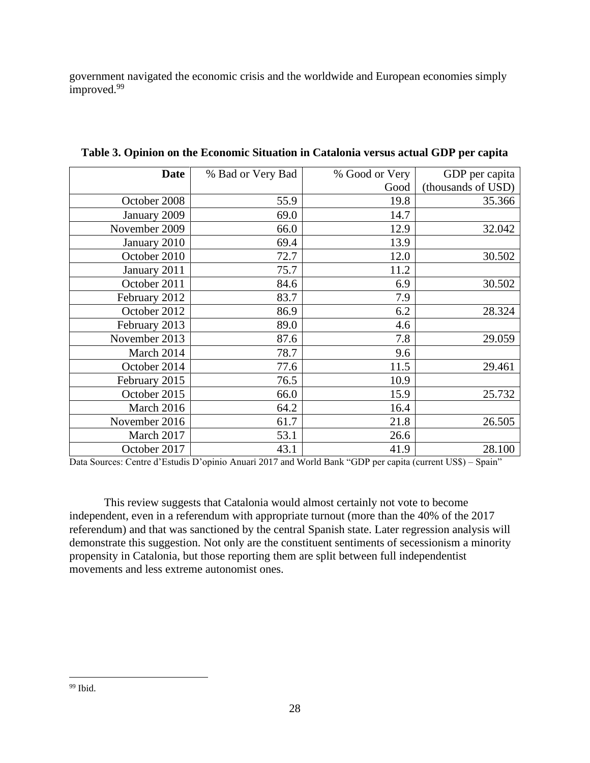government navigated the economic crisis and the worldwide and European economies simply improved.[99]

**Table 3. Opinion on the Economic Situation in Catalonia versus actual GDP per capita**

| Date | % Bad or Very Bad | % Good or Very Good | GDP per capita (thousands of USD) |
|---:|---:|---:|---:|
| October 2008 | 55.9 | 19.8 | 35.366 |
| January 2009 | 69.0 | 14.7 | |
| November 2009 | 66.0 | 12.9 | 32.042 |
| January 2010 | 69.4 | 13.9 | |
| October 2010 | 72.7 | 12.0 | 30.502 |
| January 2011 | 75.7 | 11.2 | |
| October 2011 | 84.6 | 6.9 | 30.502 |
| February 2012 | 83.7 | 7.9 | |
| October 2012 | 86.9 | 6.2 | 28.324 |
| February 2013 | 89.0 | 4.6 | |
| November 2013 | 87.6 | 7.8 | 29.059 |
| March 2014 | 78.7 | 9.6 | |
| October 2014 | 77.6 | 11.5 | 29.461 |
| February 2015 | 76.5 | 10.9 | |
| October 2015 | 66.0 | 15.9 | 25.732 |
| March 2016 | 64.2 | 16.4 | |
| November 2016 | 61.7 | 21.8 | 26.505 |
| March 2017 | 53.1 | 26.6 | |
| October 2017 | 43.1 | 41.9 | 28.100 |

Data Sources: Centre d'Estudis D'opinio Anuari 2017 and World Bank "GDP per capita (current US$) – Spain"

This review suggests that Catalonia would almost certainly not vote to become independent, even in a referendum with appropriate turnout (more than the 40% of the 2017 referendum) and that was sanctioned by the central Spanish state. Later regression analysis will demonstrate this suggestion. Not only are the constituent sentiments of secessionism a minority propensity in Catalonia, but those reporting them are split between full independentist movements and less extreme autonomist ones.

[99] Ibid.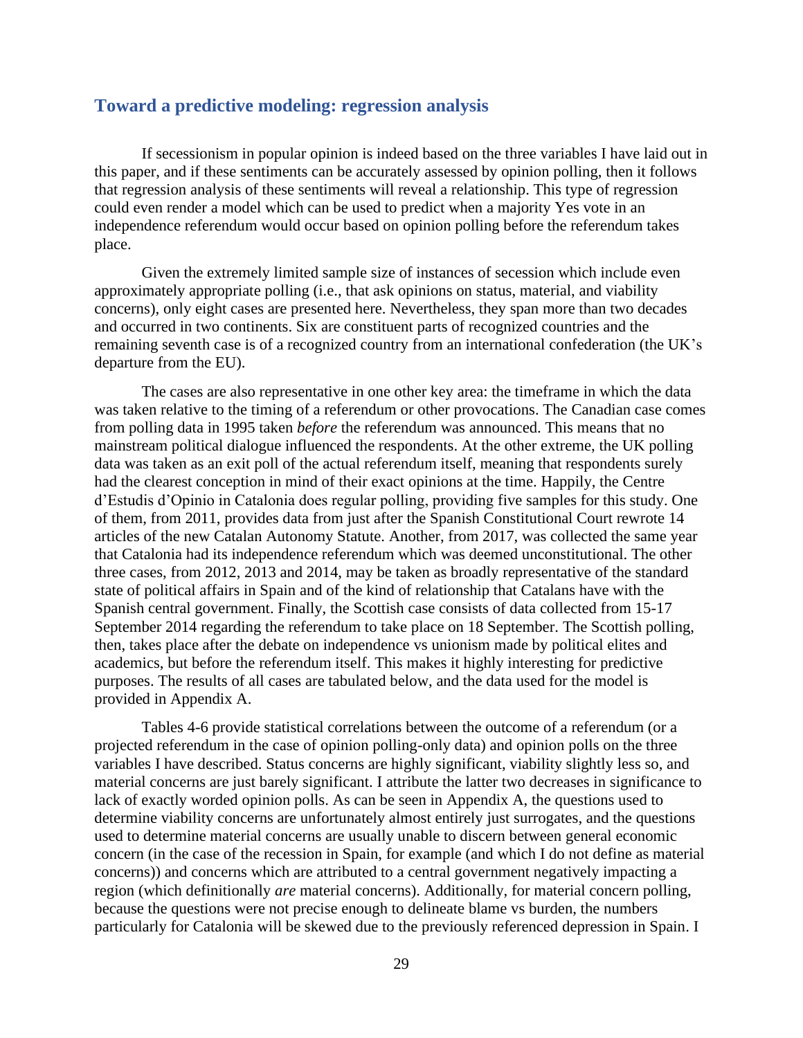## Toward a predictive modeling: regression analysis

If secessionism in popular opinion is indeed based on the three variables I have laid out in this paper, and if these sentiments can be accurately assessed by opinion polling, then it follows that regression analysis of these sentiments will reveal a relationship. This type of regression could even render a model which can be used to predict when a majority Yes vote in an independence referendum would occur based on opinion polling before the referendum takes place.

Given the extremely limited sample size of instances of secession which include even approximately appropriate polling (i.e., that ask opinions on status, material, and viability concerns), only eight cases are presented here. Nevertheless, they span more than two decades and occurred in two continents. Six are constituent parts of recognized countries and the remaining seventh case is of a recognized country from an international confederation (the UK's departure from the EU).

The cases are also representative in one other key area: the timeframe in which the data was taken relative to the timing of a referendum or other provocations. The Canadian case comes from polling data in 1995 taken *before* the referendum was announced. This means that no mainstream political dialogue influenced the respondents. At the other extreme, the UK polling data was taken as an exit poll of the actual referendum itself, meaning that respondents surely had the clearest conception in mind of their exact opinions at the time. Happily, the Centre d'Estudis d'Opinio in Catalonia does regular polling, providing five samples for this study. One of them, from 2011, provides data from just after the Spanish Constitutional Court rewrote 14 articles of the new Catalan Autonomy Statute. Another, from 2017, was collected the same year that Catalonia had its independence referendum which was deemed unconstitutional. The other three cases, from 2012, 2013 and 2014, may be taken as broadly representative of the standard state of political affairs in Spain and of the kind of relationship that Catalans have with the Spanish central government. Finally, the Scottish case consists of data collected from 15-17 September 2014 regarding the referendum to take place on 18 September. The Scottish polling, then, takes place after the debate on independence vs unionism made by political elites and academics, but before the referendum itself. This makes it highly interesting for predictive purposes. The results of all cases are tabulated below, and the data used for the model is provided in Appendix A.

Tables 4-6 provide statistical correlations between the outcome of a referendum (or a projected referendum in the case of opinion polling-only data) and opinion polls on the three variables I have described. Status concerns are highly significant, viability slightly less so, and material concerns are just barely significant. I attribute the latter two decreases in significance to lack of exactly worded opinion polls. As can be seen in Appendix A, the questions used to determine viability concerns are unfortunately almost entirely just surrogates, and the questions used to determine material concerns are usually unable to discern between general economic concern (in the case of the recession in Spain, for example (and which I do not define as material concerns)) and concerns which are attributed to a central government negatively impacting a region (which definitionally *are* material concerns). Additionally, for material concern polling, because the questions were not precise enough to delineate blame vs burden, the numbers particularly for Catalonia will be skewed due to the previously referenced depression in Spain. I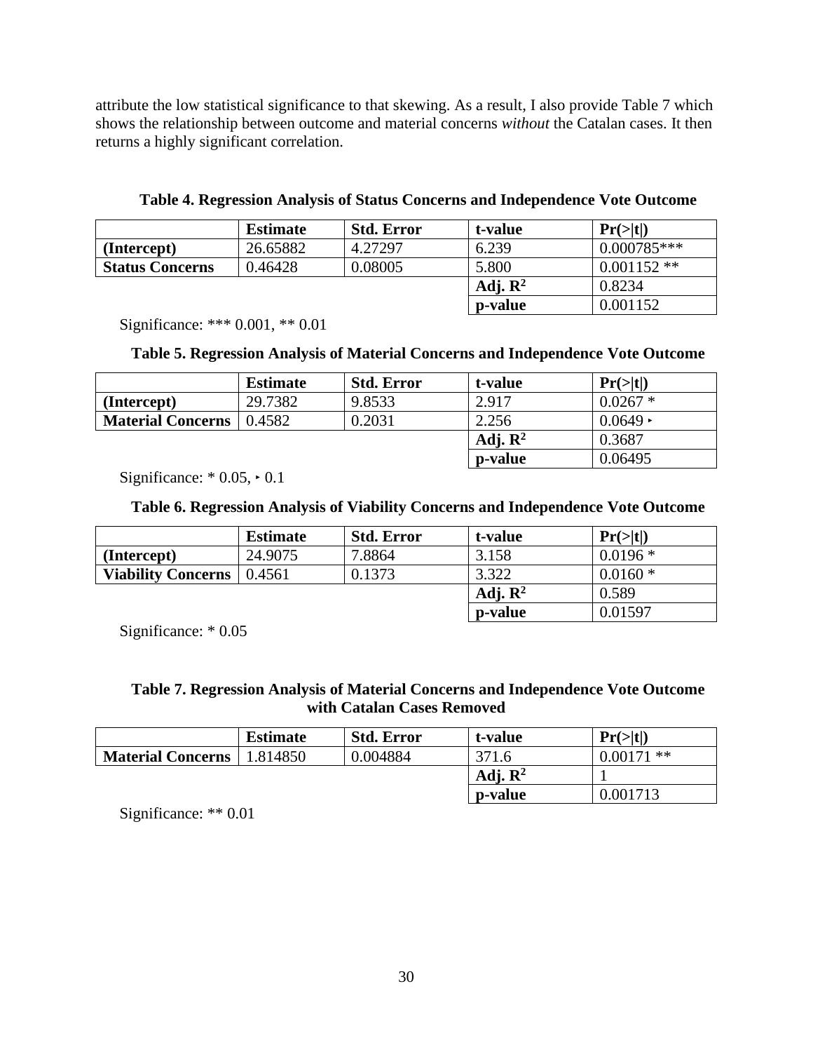attribute the low statistical significance to that skewing. As a result, I also provide Table 7 which shows the relationship between outcome and material concerns *without* the Catalan cases. It then returns a highly significant correlation.

**Table 4. Regression Analysis of Status Concerns and Independence Vote Outcome**

| | **Estimate** | **Std. Error** | **t-value** | **Pr(>\|t\|)** |
|---|---|---|---|---|
| **(Intercept)** | 26.65882 | 4.27297 | 6.239 | 0.000785*** |
| **Status Concerns** | 0.46428 | 0.08005 | 5.800 | 0.001152 ** |
| | | | **Adj. $R^2$** | 0.8234 |
| | | | **p-value** | 0.001152 |

Significance: *** 0.001, ** 0.01

**Table 5. Regression Analysis of Material Concerns and Independence Vote Outcome**

| | **Estimate** | **Std. Error** | **t-value** | **Pr(>\|t\|)** |
|---|---|---|---|---|
| **(Intercept)** | 29.7382 | 9.8533 | 2.917 | 0.0267 * |
| **Material Concerns** | 0.4582 | 0.2031 | 2.256 | 0.0649 ‣ |
| | | | **Adj. $R^2$** | 0.3687 |
| | | | **p-value** | 0.06495 |

Significance: * 0.05, ‣ 0.1

**Table 6. Regression Analysis of Viability Concerns and Independence Vote Outcome**

| | **Estimate** | **Std. Error** | **t-value** | **Pr(>\|t\|)** |
|---|---|---|---|---|
| **(Intercept)** | 24.9075 | 7.8864 | 3.158 | 0.0196 * |
| **Viability Concerns** | 0.4561 | 0.1373 | 3.322 | 0.0160 * |
| | | | **Adj. $R^2$** | 0.589 |
| | | | **p-value** | 0.01597 |

Significance: * 0.05

**Table 7. Regression Analysis of Material Concerns and Independence Vote Outcome with Catalan Cases Removed**

| | **Estimate** | **Std. Error** | **t-value** | **Pr(>\|t\|)** |
|---|---|---|---|---|
| **Material Concerns** | 1.814850 | 0.004884 | 371.6 | 0.00171 ** |
| | | | **Adj. $R^2$** | 1 |
| | | | **p-value** | 0.001713 |

Significance: ** 0.01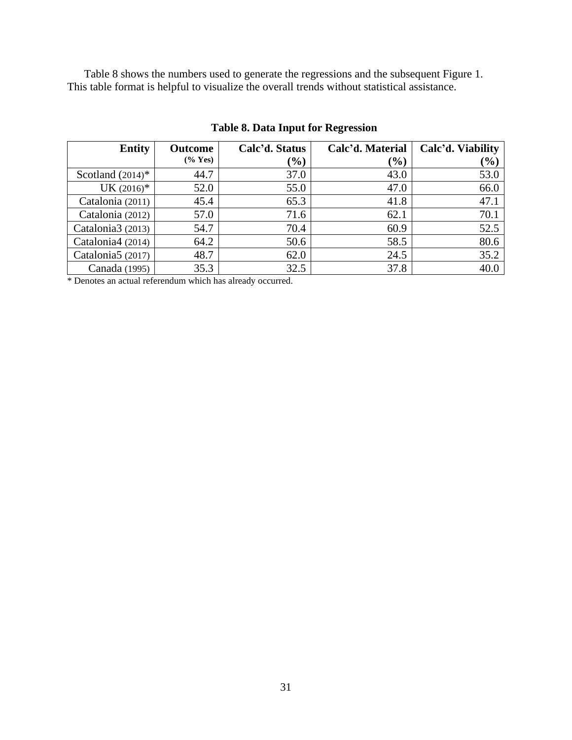Table 8 shows the numbers used to generate the regressions and the subsequent Figure 1. This table format is helpful to visualize the overall trends without statistical assistance.

**Table 8. Data Input for Regression**

| Entity | Outcome (% Yes) | Calc'd. Status (%) | Calc'd. Material (%) | Calc'd. Viability (%) |
|---:|---:|---:|---:|---:|
| Scotland (2014)* | 44.7 | 37.0 | 43.0 | 53.0 |
| UK (2016)* | 52.0 | 55.0 | 47.0 | 66.0 |
| Catalonia (2011) | 45.4 | 65.3 | 41.8 | 47.1 |
| Catalonia (2012) | 57.0 | 71.6 | 62.1 | 70.1 |
| Catalonia3 (2013) | 54.7 | 70.4 | 60.9 | 52.5 |
| Catalonia4 (2014) | 64.2 | 50.6 | 58.5 | 80.6 |
| Catalonia5 (2017) | 48.7 | 62.0 | 24.5 | 35.2 |
| Canada (1995) | 35.3 | 32.5 | 37.8 | 40.0 |

\* Denotes an actual referendum which has already occurred.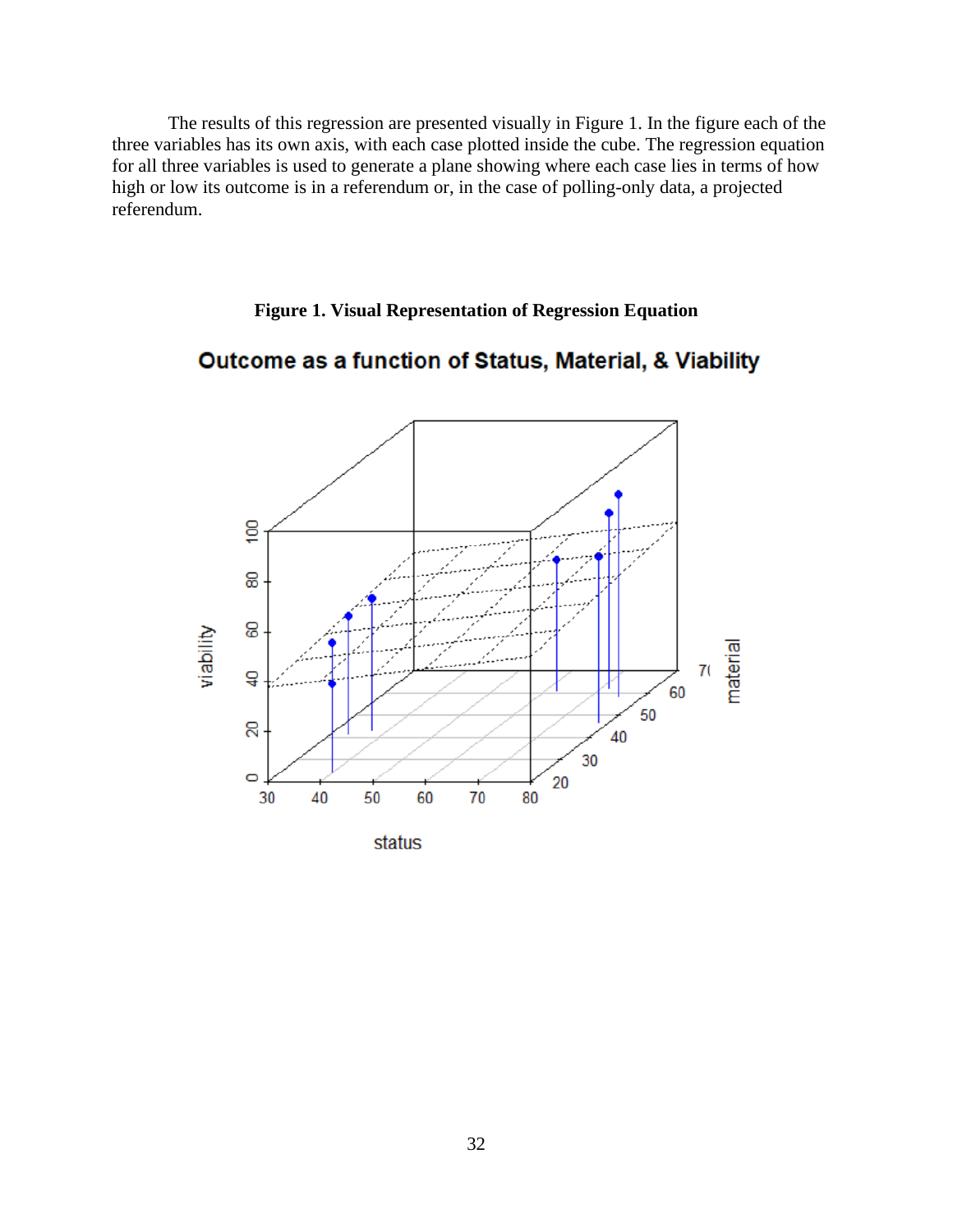The results of this regression are presented visually in Figure 1. In the figure each of the three variables has its own axis, with each case plotted inside the cube. The regression equation for all three variables is used to generate a plane showing where each case lies in terms of how high or low its outcome is in a referendum or, in the case of polling-only data, a projected referendum.

**Figure 1. Visual Representation of Regression Equation**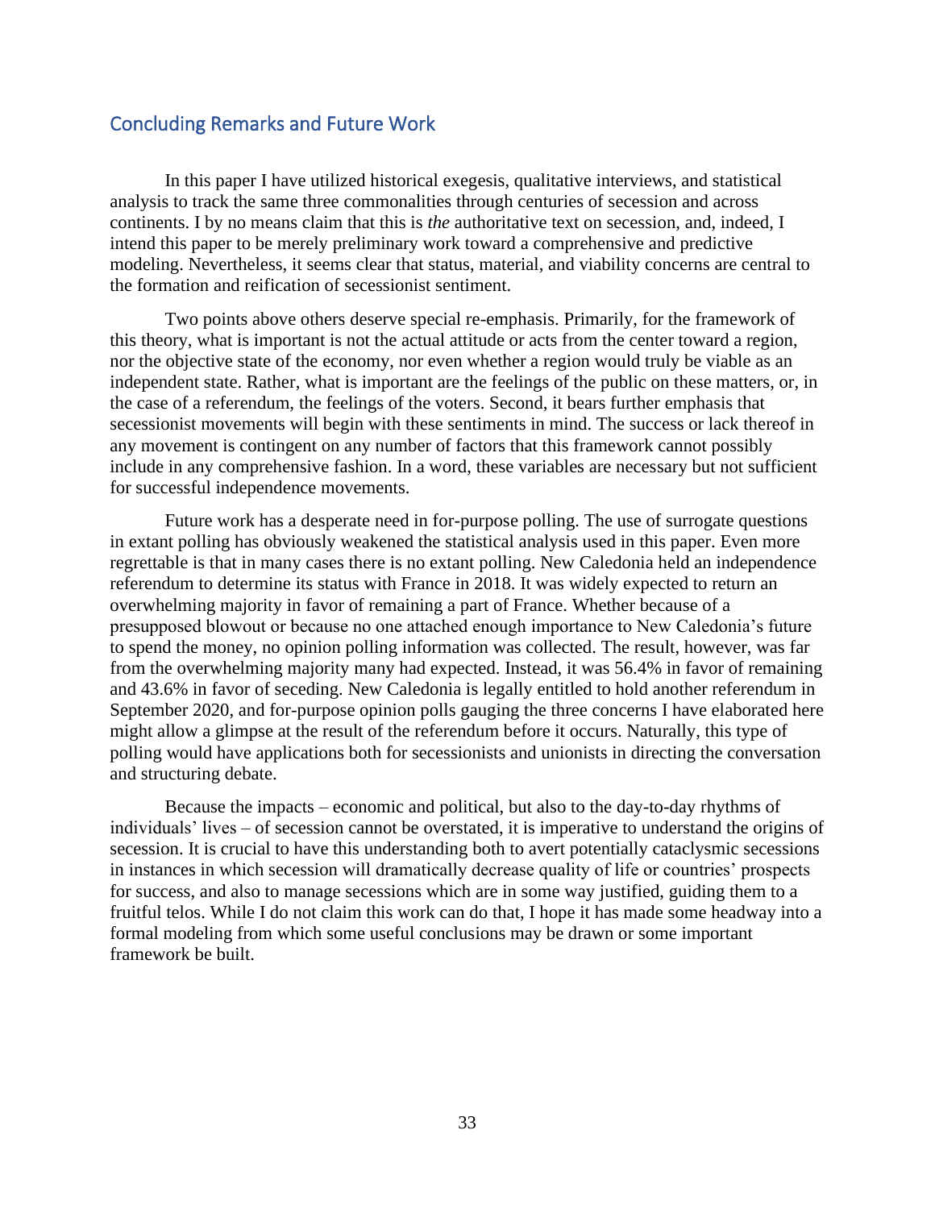## Concluding Remarks and Future Work

In this paper I have utilized historical exegesis, qualitative interviews, and statistical analysis to track the same three commonalities through centuries of secession and across continents. I by no means claim that this is *the* authoritative text on secession, and, indeed, I intend this paper to be merely preliminary work toward a comprehensive and predictive modeling. Nevertheless, it seems clear that status, material, and viability concerns are central to the formation and reification of secessionist sentiment.

Two points above others deserve special re-emphasis. Primarily, for the framework of this theory, what is important is not the actual attitude or acts from the center toward a region, nor the objective state of the economy, nor even whether a region would truly be viable as an independent state. Rather, what is important are the feelings of the public on these matters, or, in the case of a referendum, the feelings of the voters. Second, it bears further emphasis that secessionist movements will begin with these sentiments in mind. The success or lack thereof in any movement is contingent on any number of factors that this framework cannot possibly include in any comprehensive fashion. In a word, these variables are necessary but not sufficient for successful independence movements.

Future work has a desperate need in for-purpose polling. The use of surrogate questions in extant polling has obviously weakened the statistical analysis used in this paper. Even more regrettable is that in many cases there is no extant polling. New Caledonia held an independence referendum to determine its status with France in 2018. It was widely expected to return an overwhelming majority in favor of remaining a part of France. Whether because of a presupposed blowout or because no one attached enough importance to New Caledonia's future to spend the money, no opinion polling information was collected. The result, however, was far from the overwhelming majority many had expected. Instead, it was 56.4% in favor of remaining and 43.6% in favor of seceding. New Caledonia is legally entitled to hold another referendum in September 2020, and for-purpose opinion polls gauging the three concerns I have elaborated here might allow a glimpse at the result of the referendum before it occurs. Naturally, this type of polling would have applications both for secessionists and unionists in directing the conversation and structuring debate.

Because the impacts – economic and political, but also to the day-to-day rhythms of individuals' lives – of secession cannot be overstated, it is imperative to understand the origins of secession. It is crucial to have this understanding both to avert potentially cataclysmic secessions in instances in which secession will dramatically decrease quality of life or countries' prospects for success, and also to manage secessions which are in some way justified, guiding them to a fruitful telos. While I do not claim this work can do that, I hope it has made some headway into a formal modeling from which some useful conclusions may be drawn or some important framework be built.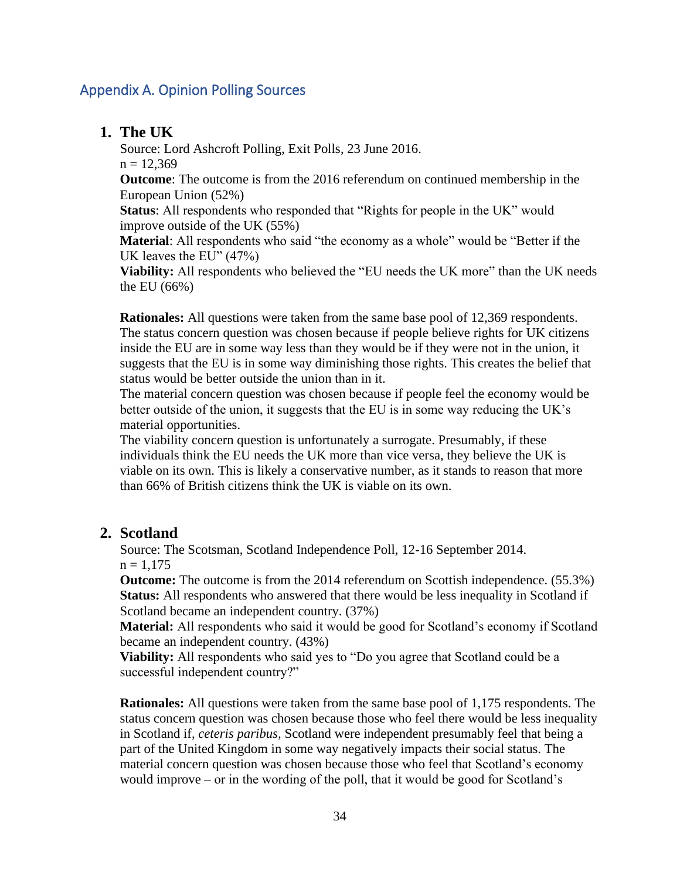## Appendix A. Opinion Polling Sources

### 1. The UK

Source: Lord Ashcroft Polling, Exit Polls, 23 June 2016.
n = 12,369

**Outcome**: The outcome is from the 2016 referendum on continued membership in the European Union (52%)

**Status**: All respondents who responded that "Rights for people in the UK" would improve outside of the UK (55%)

**Material**: All respondents who said "the economy as a whole" would be "Better if the UK leaves the EU" (47%)

**Viability:** All respondents who believed the "EU needs the UK more" than the UK needs the EU (66%)

**Rationales:** All questions were taken from the same base pool of 12,369 respondents. The status concern question was chosen because if people believe rights for UK citizens inside the EU are in some way less than they would be if they were not in the union, it suggests that the EU is in some way diminishing those rights. This creates the belief that status would be better outside the union than in it.
The material concern question was chosen because if people feel the economy would be better outside of the union, it suggests that the EU is in some way reducing the UK's material opportunities.
The viability concern question is unfortunately a surrogate. Presumably, if these individuals think the EU needs the UK more than vice versa, they believe the UK is viable on its own. This is likely a conservative number, as it stands to reason that more than 66% of British citizens think the UK is viable on its own.

### 2. Scotland

Source: The Scotsman, Scotland Independence Poll, 12-16 September 2014.
n = 1,175

**Outcome:** The outcome is from the 2014 referendum on Scottish independence. (55.3%)

**Status:** All respondents who answered that there would be less inequality in Scotland if Scotland became an independent country. (37%)

**Material:** All respondents who said it would be good for Scotland's economy if Scotland became an independent country. (43%)

**Viability:** All respondents who said yes to "Do you agree that Scotland could be a successful independent country?"

**Rationales:** All questions were taken from the same base pool of 1,175 respondents. The status concern question was chosen because those who feel there would be less inequality in Scotland if, *ceteris paribus,* Scotland were independent presumably feel that being a part of the United Kingdom in some way negatively impacts their social status. The material concern question was chosen because those who feel that Scotland's economy would improve – or in the wording of the poll, that it would be good for Scotland's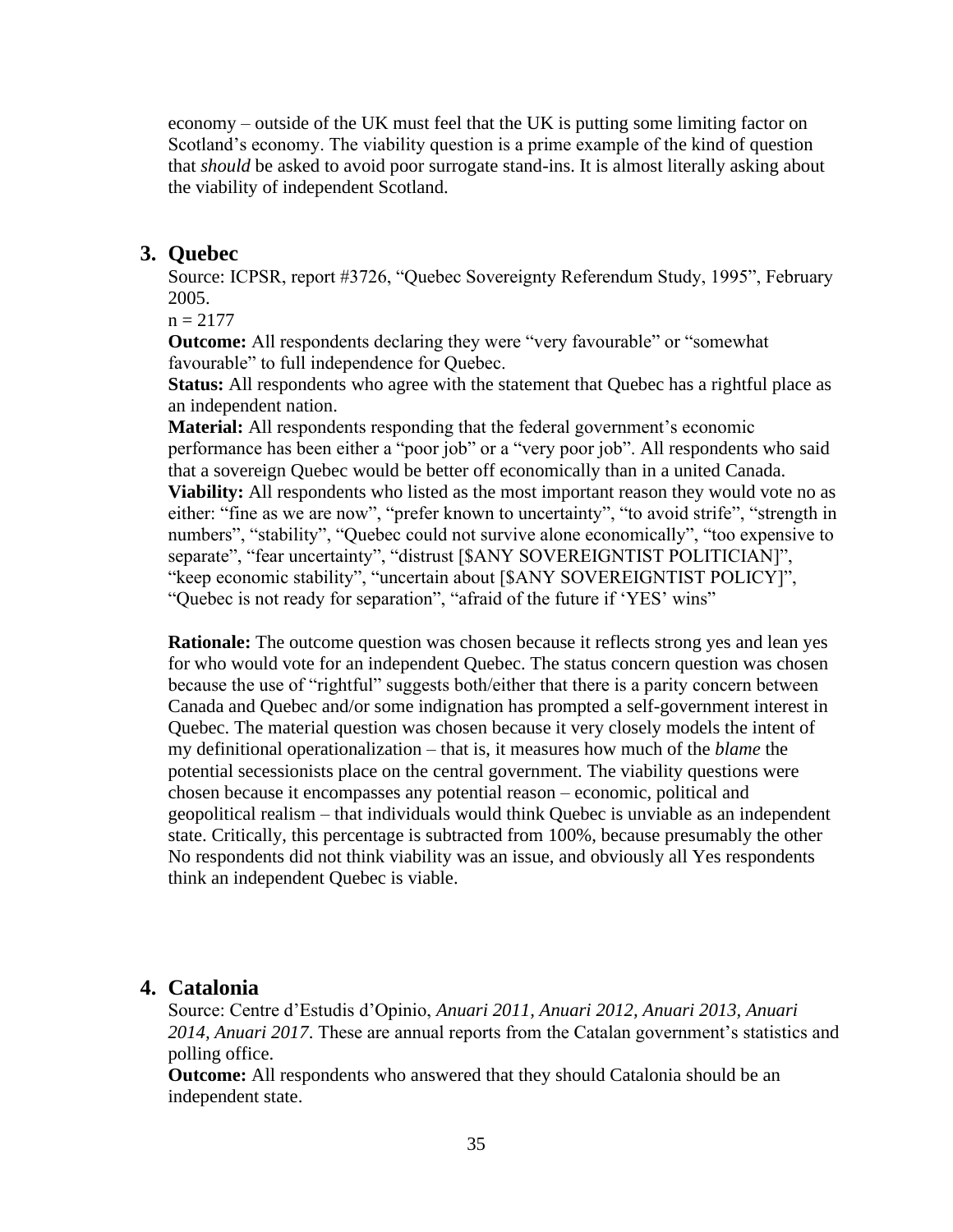economy – outside of the UK must feel that the UK is putting some limiting factor on Scotland's economy. The viability question is a prime example of the kind of question that *should* be asked to avoid poor surrogate stand-ins. It is almost literally asking about the viability of independent Scotland.

## 3. Quebec

Source: ICPSR, report #3726, "Quebec Sovereignty Referendum Study, 1995", February 2005.

n = 2177

**Outcome:** All respondents declaring they were "very favourable" or "somewhat favourable" to full independence for Quebec.

**Status:** All respondents who agree with the statement that Quebec has a rightful place as an independent nation.

**Material:** All respondents responding that the federal government's economic performance has been either a "poor job" or a "very poor job". All respondents who said that a sovereign Quebec would be better off economically than in a united Canada.

**Viability:** All respondents who listed as the most important reason they would vote no as either: "fine as we are now", "prefer known to uncertainty", "to avoid strife", "strength in numbers", "stability", "Quebec could not survive alone economically", "too expensive to separate", "fear uncertainty", "distrust [$ANY SOVEREIGNTIST POLITICIAN]", "keep economic stability", "uncertain about [$ANY SOVEREIGNTIST POLICY]", "Quebec is not ready for separation", "afraid of the future if 'YES' wins"

**Rationale:** The outcome question was chosen because it reflects strong yes and lean yes for who would vote for an independent Quebec. The status concern question was chosen because the use of "rightful" suggests both/either that there is a parity concern between Canada and Quebec and/or some indignation has prompted a self-government interest in Quebec. The material question was chosen because it very closely models the intent of my definitional operationalization – that is, it measures how much of the *blame* the potential secessionists place on the central government. The viability questions were chosen because it encompasses any potential reason – economic, political and geopolitical realism – that individuals would think Quebec is unviable as an independent state. Critically, this percentage is subtracted from 100%, because presumably the other No respondents did not think viability was an issue, and obviously all Yes respondents think an independent Quebec is viable.

## 4. Catalonia

Source: Centre d'Estudis d'Opinio, *Anuari 2011, Anuari 2012, Anuari 2013, Anuari 2014, Anuari 2017*. These are annual reports from the Catalan government's statistics and polling office.

**Outcome:** All respondents who answered that they should Catalonia should be an independent state.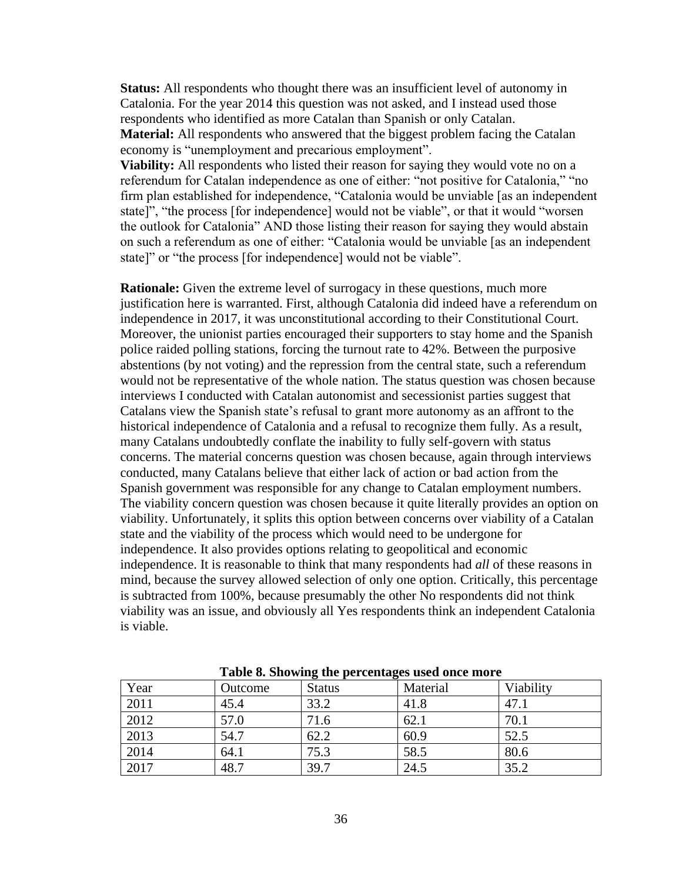**Status:** All respondents who thought there was an insufficient level of autonomy in Catalonia. For the year 2014 this question was not asked, and I instead used those respondents who identified as more Catalan than Spanish or only Catalan.
**Material:** All respondents who answered that the biggest problem facing the Catalan economy is "unemployment and precarious employment".
**Viability:** All respondents who listed their reason for saying they would vote no on a referendum for Catalan independence as one of either: "not positive for Catalonia," "no firm plan established for independence, "Catalonia would be unviable [as an independent state]", "the process [for independence] would not be viable", or that it would "worsen the outlook for Catalonia" AND those listing their reason for saying they would abstain on such a referendum as one of either: "Catalonia would be unviable [as an independent state]" or "the process [for independence] would not be viable".

**Rationale:** Given the extreme level of surrogacy in these questions, much more justification here is warranted. First, although Catalonia did indeed have a referendum on independence in 2017, it was unconstitutional according to their Constitutional Court. Moreover, the unionist parties encouraged their supporters to stay home and the Spanish police raided polling stations, forcing the turnout rate to 42%. Between the purposive abstentions (by not voting) and the repression from the central state, such a referendum would not be representative of the whole nation. The status question was chosen because interviews I conducted with Catalan autonomist and secessionist parties suggest that Catalans view the Spanish state's refusal to grant more autonomy as an affront to the historical independence of Catalonia and a refusal to recognize them fully. As a result, many Catalans undoubtedly conflate the inability to fully self-govern with status concerns. The material concerns question was chosen because, again through interviews conducted, many Catalans believe that either lack of action or bad action from the Spanish government was responsible for any change to Catalan employment numbers. The viability concern question was chosen because it quite literally provides an option on viability. Unfortunately, it splits this option between concerns over viability of a Catalan state and the viability of the process which would need to be undergone for independence. It also provides options relating to geopolitical and economic independence. It is reasonable to think that many respondents had *all* of these reasons in mind, because the survey allowed selection of only one option. Critically, this percentage is subtracted from 100%, because presumably the other No respondents did not think viability was an issue, and obviously all Yes respondents think an independent Catalonia is viable.

**Table 8. Showing the percentages used once more**

| Year | Outcome | Status | Material | Viability |
|---|---|---|---|---|
| 2011 | 45.4 | 33.2 | 41.8 | 47.1 |
| 2012 | 57.0 | 71.6 | 62.1 | 70.1 |
| 2013 | 54.7 | 62.2 | 60.9 | 52.5 |
| 2014 | 64.1 | 75.3 | 58.5 | 80.6 |
| 2017 | 48.7 | 39.7 | 24.5 | 35.2 |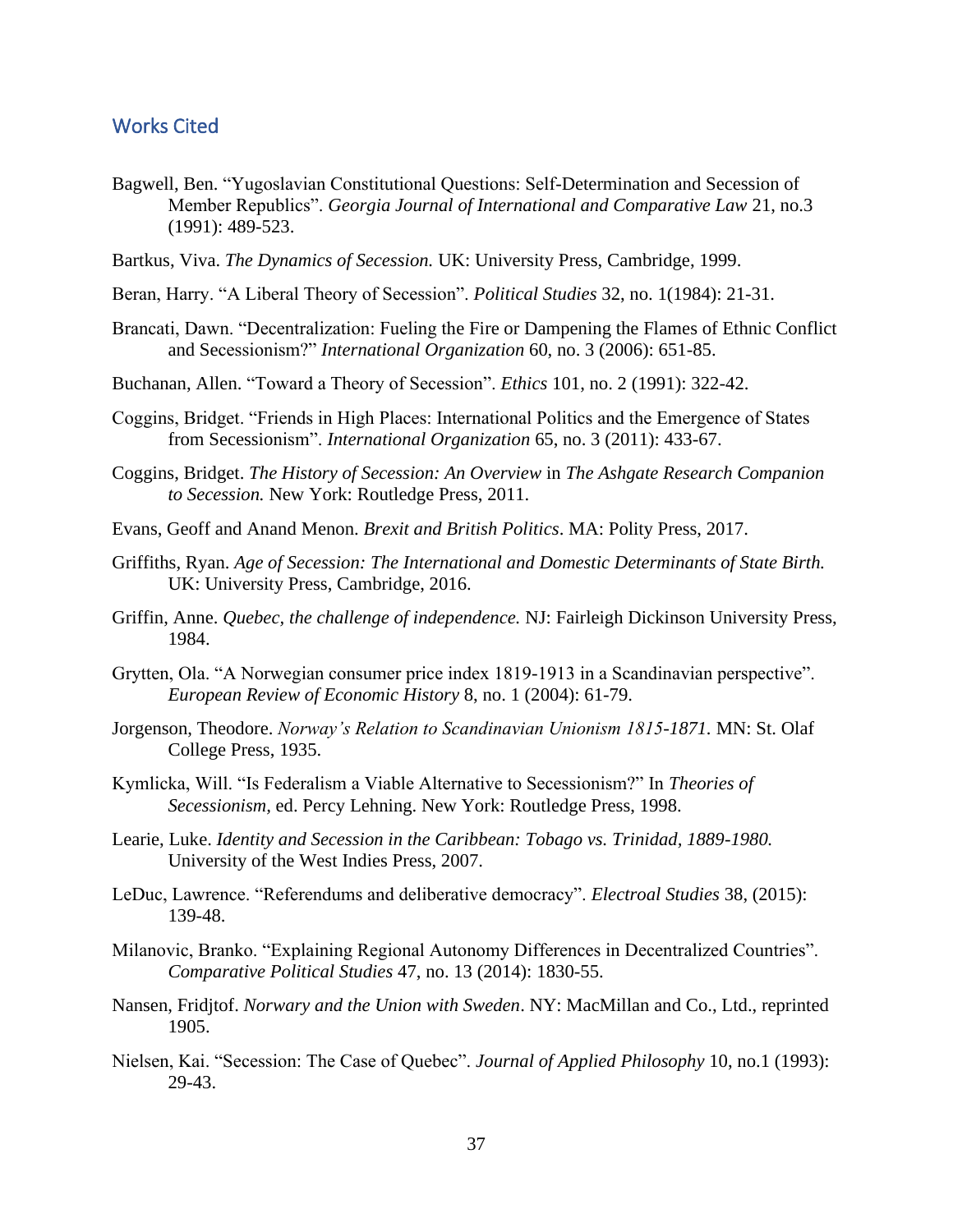## Works Cited

Bagwell, Ben. "Yugoslavian Constitutional Questions: Self-Determination and Secession of Member Republics". *Georgia Journal of International and Comparative Law* 21, no.3 (1991): 489-523.

Bartkus, Viva. *The Dynamics of Secession.* UK: University Press, Cambridge, 1999.

Beran, Harry. "A Liberal Theory of Secession". *Political Studies* 32, no. 1(1984): 21-31.

Brancati, Dawn. "Decentralization: Fueling the Fire or Dampening the Flames of Ethnic Conflict and Secessionism?" *International Organization* 60, no. 3 (2006): 651-85.

Buchanan, Allen. "Toward a Theory of Secession". *Ethics* 101, no. 2 (1991): 322-42.

Coggins, Bridget. "Friends in High Places: International Politics and the Emergence of States from Secessionism". *International Organization* 65, no. 3 (2011): 433-67.

Coggins, Bridget. *The History of Secession: An Overview* in *The Ashgate Research Companion to Secession.* New York: Routledge Press, 2011.

Evans, Geoff and Anand Menon. *Brexit and British Politics*. MA: Polity Press, 2017.

Griffiths, Ryan. *Age of Secession: The International and Domestic Determinants of State Birth.* UK: University Press, Cambridge, 2016.

Griffin, Anne. *Quebec, the challenge of independence.* NJ: Fairleigh Dickinson University Press, 1984.

Grytten, Ola. "A Norwegian consumer price index 1819-1913 in a Scandinavian perspective". *European Review of Economic History* 8, no. 1 (2004): 61-79.

Jorgenson, Theodore. *Norway's Relation to Scandinavian Unionism 1815-1871.* MN: St. Olaf College Press, 1935.

Kymlicka, Will. "Is Federalism a Viable Alternative to Secessionism?" In *Theories of Secessionism,* ed. Percy Lehning. New York: Routledge Press, 1998.

Learie, Luke. *Identity and Secession in the Caribbean: Tobago vs. Trinidad, 1889-1980.* University of the West Indies Press, 2007.

LeDuc, Lawrence. "Referendums and deliberative democracy". *Electroal Studies* 38, (2015): 139-48.

Milanovic, Branko. "Explaining Regional Autonomy Differences in Decentralized Countries". *Comparative Political Studies* 47, no. 13 (2014): 1830-55.

Nansen, Fridjtof. *Norwary and the Union with Sweden*. NY: MacMillan and Co., Ltd., reprinted 1905.

Nielsen, Kai. "Secession: The Case of Quebec". *Journal of Applied Philosophy* 10, no.1 (1993): 29-43.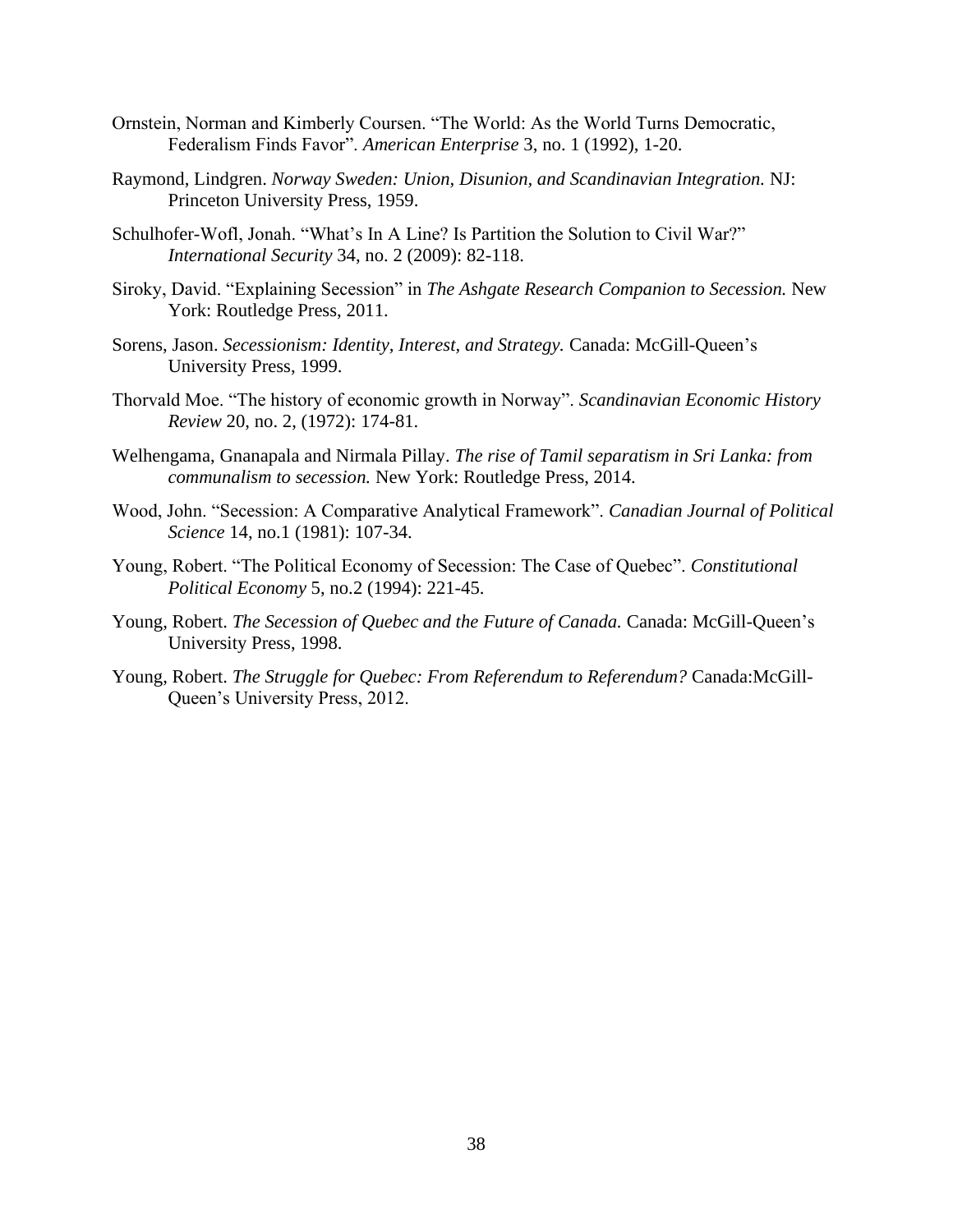Ornstein, Norman and Kimberly Coursen. “The World: As the World Turns Democratic, Federalism Finds Favor”. *American Enterprise* 3, no. 1 (1992), 1-20.

Raymond, Lindgren. *Norway Sweden: Union, Disunion, and Scandinavian Integration.* NJ: Princeton University Press, 1959.

Schulhofer-Wofl, Jonah. “What’s In A Line? Is Partition the Solution to Civil War?” *International Security* 34, no. 2 (2009): 82-118.

Siroky, David. “Explaining Secession” in *The Ashgate Research Companion to Secession.* New York: Routledge Press, 2011.

Sorens, Jason. *Secessionism: Identity, Interest, and Strategy.* Canada: McGill-Queen’s University Press, 1999.

Thorvald Moe. “The history of economic growth in Norway”. *Scandinavian Economic History Review* 20, no. 2, (1972): 174-81.

Welhengama, Gnanapala and Nirmala Pillay. *The rise of Tamil separatism in Sri Lanka: from communalism to secession.* New York: Routledge Press, 2014.

Wood, John. “Secession: A Comparative Analytical Framework”. *Canadian Journal of Political Science* 14, no.1 (1981): 107-34.

Young, Robert. “The Political Economy of Secession: The Case of Quebec”. *Constitutional Political Economy* 5, no.2 (1994): 221-45.

Young, Robert. *The Secession of Quebec and the Future of Canada.* Canada: McGill-Queen’s University Press, 1998.

Young, Robert. *The Struggle for Quebec: From Referendum to Referendum?* Canada:McGill-Queen’s University Press, 2012.